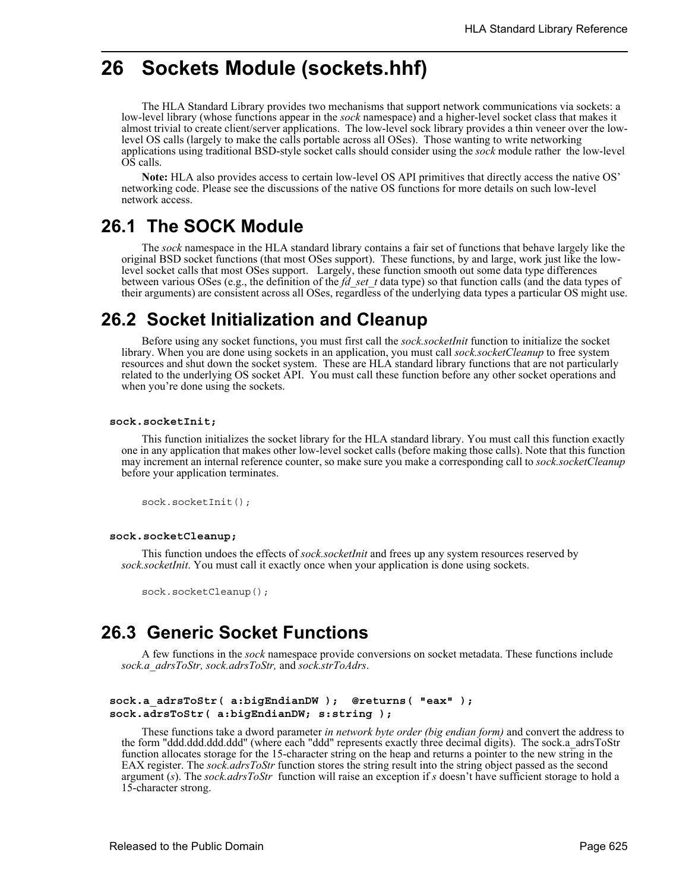# 26 Sockets Module (sockets.hhf)

The HLA Standard Library provides two mechanisms that support network communications via sockets: a low-level library (whose functions appear in the *sock* namespace) and a higher-level socket class that makes it almost trivial to create client/server applications. The low-level sock library provides a thin veneer over the low-level OS calls (largely to make the calls portable across all OSes). Those wanting to write networking applications using traditional BSD-style socket calls should consider using the *sock* module rather the low-level OS calls.

**Note:** HLA also provides access to certain low-level OS API primitives that directly access the native OS' networking code. Please see the discussions of the native OS functions for more details on such low-level network access.

## 26.1 The SOCK Module

The *sock* namespace in the HLA standard library contains a fair set of functions that behave largely like the original BSD socket functions (that most OSes support). These functions, by and large, work just like the low-level socket calls that most OSes support. Largely, these function smooth out some data type differences between various OSes (e.g., the definition of the *fd_set_t* data type) so that function calls (and the data types of their arguments) are consistent across all OSes, regardless of the underlying data types a particular OS might use.

## 26.2 Socket Initialization and Cleanup

Before using any socket functions, you must first call the *sock.socketInit* function to initialize the socket library. When you are done using sockets in an application, you must call *sock.socketCleanup* to free system resources and shut down the socket system. These are HLA standard library functions that are not particularly related to the underlying OS socket API. You must call these function before any other socket operations and when you're done using the sockets.

**sock.socketInit;**

This function initializes the socket library for the HLA standard library. You must call this function exactly one in any application that makes other low-level socket calls (before making those calls). Note that this function may increment an internal reference counter, so make sure you make a corresponding call to *sock.socketCleanup* before your application terminates.

```
sock.socketInit();
```

**sock.socketCleanup;**

This function undoes the effects of *sock.socketInit* and frees up any system resources reserved by *sock.socketInit*. You must call it exactly once when your application is done using sockets.

```
sock.socketCleanup();
```

## 26.3 Generic Socket Functions

A few functions in the *sock* namespace provide conversions on socket metadata. These functions include *sock.a_adrsToStr, sock.adrsToStr,* and *sock.strToAdrs*.

**sock.a_adrsToStr( a:bigEndianDW ); @returns( "eax" );**
**sock.adrsToStr( a:bigEndianDW; s:string );**

These functions take a dword parameter *in network byte order (big endian form)* and convert the address to the form "ddd.ddd.ddd.ddd" (where each "ddd" represents exactly three decimal digits). The sock.a_adrsToStr function allocates storage for the 15-character string on the heap and returns a pointer to the new string in the EAX register. The *sock.adrsToStr* function stores the string result into the string object passed as the second argument (*s*). The *sock.adrsToStr* function will raise an exception if *s* doesn't have sufficient storage to hold a 15-character strong.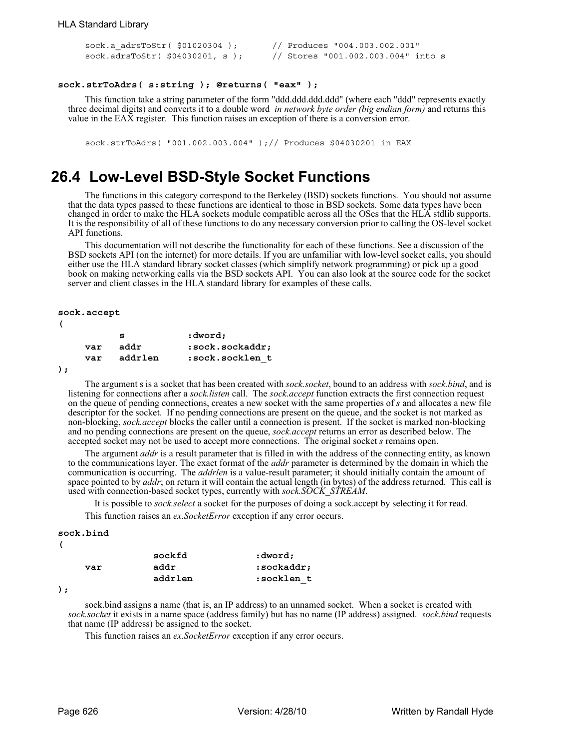```
sock.a_adrsToStr( $01020304 );       // Produces "004.003.002.001"
sock.adrsToStr( $04030201, s );      // Stores "001.002.003.004" into s
```

**sock.strToAdrs( s:string ); @returns( "eax" );**

This function take a string parameter of the form "ddd.ddd.ddd.ddd" (where each "ddd" represents exactly three decimal digits) and converts it to a double word *in network byte order (big endian form)* and returns this value in the EAX register. This function raises an exception of there is a conversion error.

```
sock.strToAdrs( "001.002.003.004" );// Produces $04030201 in EAX
```

# 26.4 Low-Level BSD-Style Socket Functions

The functions in this category correspond to the Berkeley (BSD) sockets functions. You should not assume that the data types passed to these functions are identical to those in BSD sockets. Some data types have been changed in order to make the HLA sockets module compatible across all the OSes that the HLA stdlib supports. It is the responsibility of all of these functions to do any necessary conversion prior to calling the OS-level socket API functions.

This documentation will not describe the functionality for each of these functions. See a discussion of the BSD sockets API (on the internet) for more details. If you are unfamiliar with low-level socket calls, you should either use the HLA standard library socket classes (which simplify network programming) or pick up a good book on making networking calls via the BSD sockets API. You can also look at the source code for the socket server and client classes in the HLA standard library for examples of these calls.

```
sock.accept
(
        s           :dword;
    var addr        :sock.sockaddr;
    var addrlen     :sock.socklen_t
);
```

The argument s is a socket that has been created with *sock.socket*, bound to an address with *sock.bind*, and is listening for connections after a *sock.listen* call. The *sock.accept* function extracts the first connection request on the queue of pending connections, creates a new socket with the same properties of *s* and allocates a new file descriptor for the socket. If no pending connections are present on the queue, and the socket is not marked as non-blocking, *sock.accept* blocks the caller until a connection is present. If the socket is marked non-blocking and no pending connections are present on the queue, *sock.accept* returns an error as described below. The accepted socket may not be used to accept more connections. The original socket *s* remains open.

The argument *addr* is a result parameter that is filled in with the address of the connecting entity, as known to the communications layer. The exact format of the *addr* parameter is determined by the domain in which the communication is occurring. The *addrlen* is a value-result parameter; it should initially contain the amount of space pointed to by *addr*; on return it will contain the actual length (in bytes) of the address returned. This call is used with connection-based socket types, currently with *sock.SOCK_STREAM*.

It is possible to *sock.select* a socket for the purposes of doing a sock.accept by selecting it for read.

This function raises an *ex.SocketError* exception if any error occurs.

```
sock.bind
(
            sockfd          :dword;
    var     addr            :sockaddr;
            addrlen         :socklen_t
);
```

sock.bind assigns a name (that is, an IP address) to an unnamed socket. When a socket is created with *sock.socket* it exists in a name space (address family) but has no name (IP address) assigned. *sock.bind* requests that name (IP address) be assigned to the socket.

This function raises an *ex.SocketError* exception if any error occurs.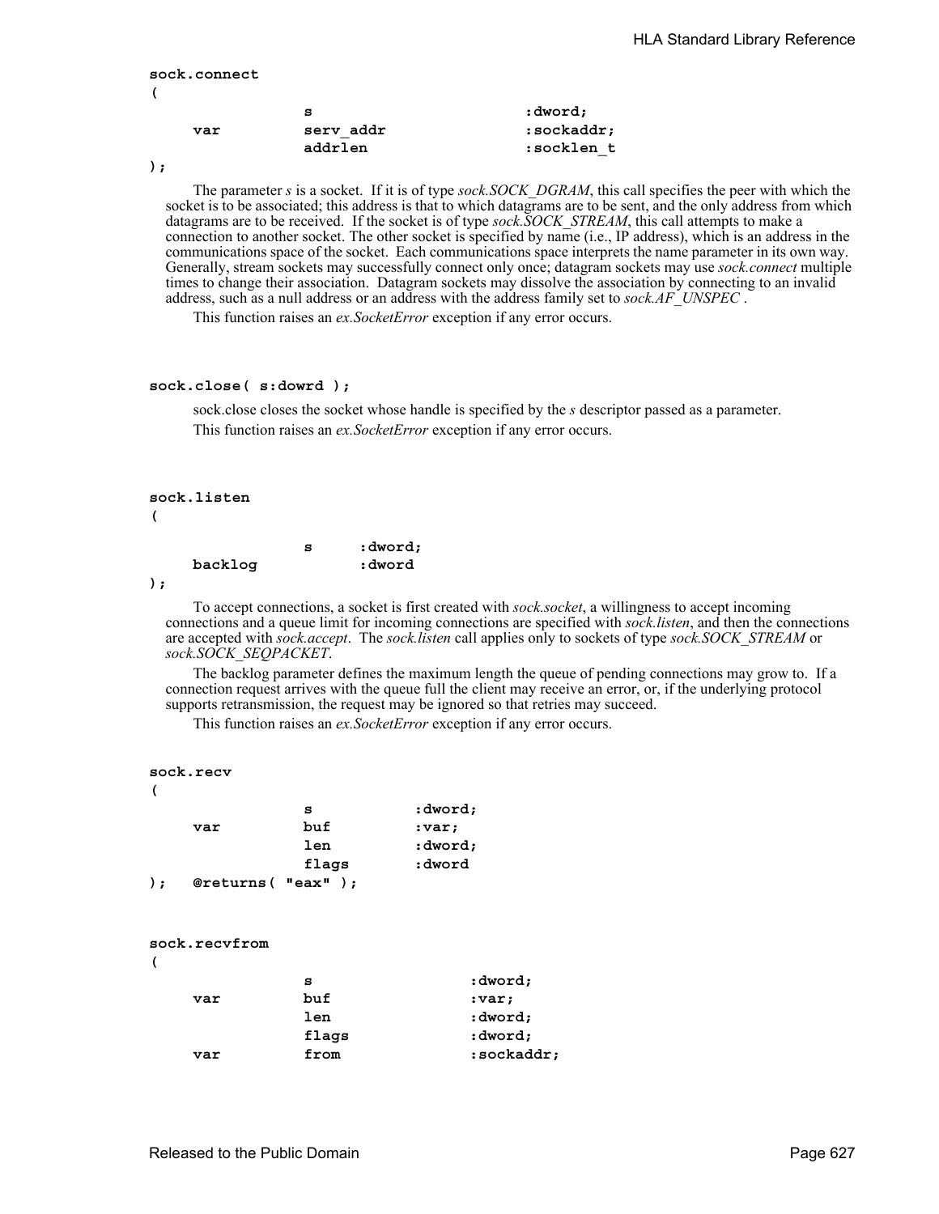```
sock.connect
(
                s                   :dword;
    var         serv_addr           :sockaddr;
                addrlen             :socklen_t
);
```

The parameter *s* is a socket. If it is of type *sock.SOCK_DGRAM*, this call specifies the peer with which the socket is to be associated; this address is that to which datagrams are to be sent, and the only address from which datagrams are to be received. If the socket is of type *sock.SOCK_STREAM*, this call attempts to make a connection to another socket. The other socket is specified by name (i.e., IP address), which is an address in the communications space of the socket. Each communications space interprets the name parameter in its own way. Generally, stream sockets may successfully connect only once; datagram sockets may use *sock.connect* multiple times to change their association. Datagram sockets may dissolve the association by connecting to an invalid address, such as a null address or an address with the address family set to *sock.AF_UNSPEC* .

This function raises an *ex.SocketError* exception if any error occurs.

```
sock.close( s:dowrd );
```

sock.close closes the socket whose handle is specified by the *s* descriptor passed as a parameter.

This function raises an *ex.SocketError* exception if any error occurs.

```
sock.listen
(
                s       :dword;
    backlog             :dword
);
```

To accept connections, a socket is first created with *sock.socket*, a willingness to accept incoming connections and a queue limit for incoming connections are specified with *sock.listen*, and then the connections are accepted with *sock.accept*. The *sock.listen* call applies only to sockets of type *sock.SOCK_STREAM* or *sock.SOCK_SEQPACKET*.

The backlog parameter defines the maximum length the queue of pending connections may grow to. If a connection request arrives with the queue full the client may receive an error, or, if the underlying protocol supports retransmission, the request may be ignored so that retries may succeed.

This function raises an *ex.SocketError* exception if any error occurs.

```
sock.recv
(
                s           :dword;
    var         buf         :var;
                len         :dword;
                flags       :dword
);  @returns( "eax" );
```

```
sock.recvfrom
(
                s                   :dword;
    var         buf                 :var;
                len                 :dword;
                flags               :dword;
    var         from                :sockaddr;
```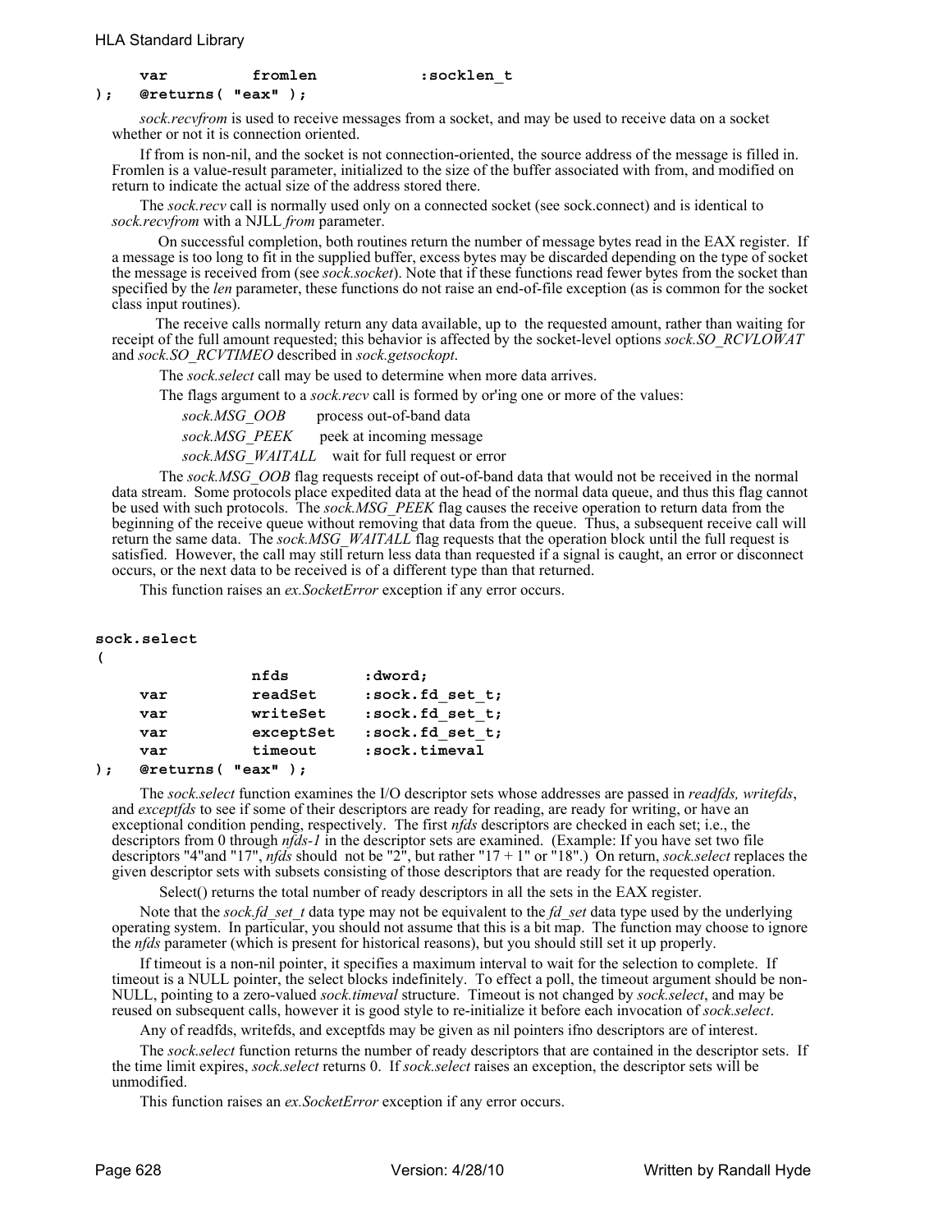```
    var         fromlen          :socklen_t
);  @returns( "eax" );
```

*sock.recvfrom* is used to receive messages from a socket, and may be used to receive data on a socket whether or not it is connection oriented.

If from is non-nil, and the socket is not connection-oriented, the source address of the message is filled in. Fromlen is a value-result parameter, initialized to the size of the buffer associated with from, and modified on return to indicate the actual size of the address stored there.

The *sock.recv* call is normally used only on a connected socket (see sock.connect) and is identical to *sock.recvfrom* with a NJLL *from* parameter.

On successful completion, both routines return the number of message bytes read in the EAX register. If a message is too long to fit in the supplied buffer, excess bytes may be discarded depending on the type of socket the message is received from (see *sock.socket*). Note that if these functions read fewer bytes from the socket than specified by the *len* parameter, these functions do not raise an end-of-file exception (as is common for the socket class input routines).

The receive calls normally return any data available, up to the requested amount, rather than waiting for receipt of the full amount requested; this behavior is affected by the socket-level options *sock.SO_RCVLOWAT* and *sock.SO_RCVTIMEO* described in *sock.getsockopt*.

The *sock.select* call may be used to determine when more data arrives.

The flags argument to a *sock.recv* call is formed by or'ing one or more of the values:

*sock.MSG_OOB* process out-of-band data

*sock.MSG_PEEK* peek at incoming message

*sock.MSG_WAITALL* wait for full request or error

The *sock.MSG_OOB* flag requests receipt of out-of-band data that would not be received in the normal data stream. Some protocols place expedited data at the head of the normal data queue, and thus this flag cannot be used with such protocols. The *sock.MSG_PEEK* flag causes the receive operation to return data from the beginning of the receive queue without removing that data from the queue. Thus, a subsequent receive call will return the same data. The *sock.MSG_WAITALL* flag requests that the operation block until the full request is satisfied. However, the call may still return less data than requested if a signal is caught, an error or disconnect occurs, or the next data to be received is of a different type than that returned.

This function raises an *ex.SocketError* exception if any error occurs.

```
sock.select
(
                nfds        :dword;
    var         readSet     :sock.fd_set_t;
    var         writeSet    :sock.fd_set_t;
    var         exceptSet   :sock.fd_set_t;
    var         timeout     :sock.timeval
);  @returns( "eax" );
```

The *sock.select* function examines the I/O descriptor sets whose addresses are passed in *readfds, writefds*, and *exceptfds* to see if some of their descriptors are ready for reading, are ready for writing, or have an exceptional condition pending, respectively. The first *nfds* descriptors are checked in each set; i.e., the descriptors from 0 through *nfds-1* in the descriptor sets are examined. (Example: If you have set two file descriptors "4"and "17", *nfds* should not be "2", but rather "17 + 1" or "18".) On return, *sock.select* replaces the given descriptor sets with subsets consisting of those descriptors that are ready for the requested operation.

Select() returns the total number of ready descriptors in all the sets in the EAX register.

Note that the *sock.fd_set_t* data type may not be equivalent to the *fd_set* data type used by the underlying operating system. In particular, you should not assume that this is a bit map. The function may choose to ignore the *nfds* parameter (which is present for historical reasons), but you should still set it up properly.

If timeout is a non-nil pointer, it specifies a maximum interval to wait for the selection to complete. If timeout is a NULL pointer, the select blocks indefinitely. To effect a poll, the timeout argument should be non-NULL, pointing to a zero-valued *sock.timeval* structure. Timeout is not changed by *sock.select*, and may be reused on subsequent calls, however it is good style to re-initialize it before each invocation of *sock.select*.

Any of readfds, writefds, and exceptfds may be given as nil pointers ifno descriptors are of interest.

The *sock.select* function returns the number of ready descriptors that are contained in the descriptor sets. If the time limit expires, *sock.select* returns 0. If *sock.select* raises an exception, the descriptor sets will be unmodified.

This function raises an *ex.SocketError* exception if any error occurs.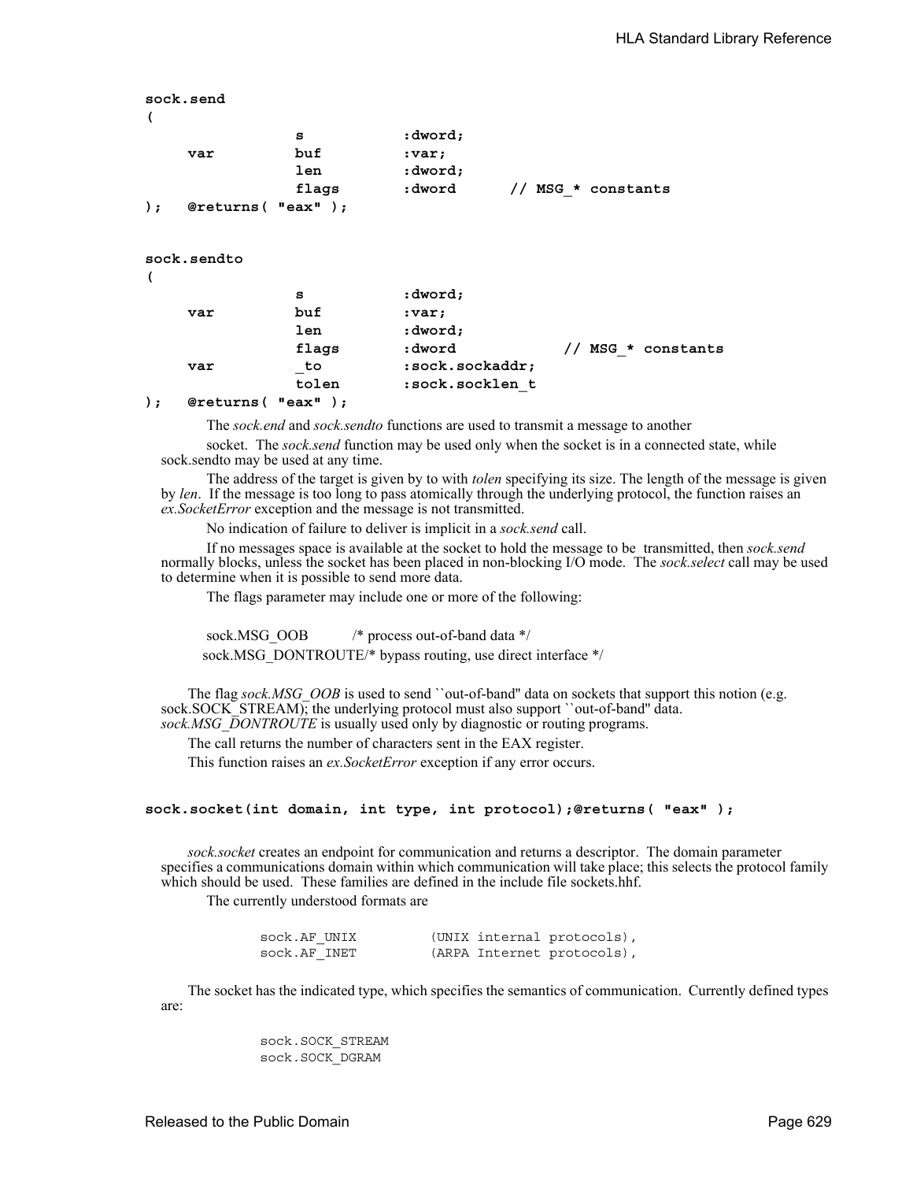```
sock.send
(
                s           :dword;
    var         buf         :var;
                len         :dword;
                flags       :dword      // MSG_* constants
);  @returns( "eax" );
```

```
sock.sendto
(
                s           :dword;
    var         buf         :var;
                len         :dword;
                flags       :dword          // MSG_* constants
    var         _to         :sock.sockaddr;
                tolen       :sock.socklen_t
);  @returns( "eax" );
```

The *sock.end* and *sock.sendto* functions are used to transmit a message to another

socket. The *sock.send* function may be used only when the socket is in a connected state, while sock.sendto may be used at any time.

The address of the target is given by to with *tolen* specifying its size. The length of the message is given by *len*. If the message is too long to pass atomically through the underlying protocol, the function raises an *ex.SocketError* exception and the message is not transmitted.

No indication of failure to deliver is implicit in a *sock.send* call.

If no messages space is available at the socket to hold the message to be transmitted, then *sock.send* normally blocks, unless the socket has been placed in non-blocking I/O mode. The *sock.select* call may be used to determine when it is possible to send more data.

The flags parameter may include one or more of the following:

```
sock.MSG_OOB          /* process out-of-band data */
sock.MSG_DONTROUTE/* bypass routing, use direct interface */
```

The flag *sock.MSG_OOB* is used to send ``out-of-band'' data on sockets that support this notion (e.g. sock.SOCK_STREAM); the underlying protocol must also support ``out-of-band'' data. *sock.MSG_DONTROUTE* is usually used only by diagnostic or routing programs.

The call returns the number of characters sent in the EAX register.

This function raises an *ex.SocketError* exception if any error occurs.

```
sock.socket(int domain, int type, int protocol);@returns( "eax" );
```

*sock.socket* creates an endpoint for communication and returns a descriptor. The domain parameter specifies a communications domain within which communication will take place; this selects the protocol family which should be used. These families are defined in the include file sockets.hhf.

The currently understood formats are

```
sock.AF_UNIX          (UNIX internal protocols),
sock.AF_INET          (ARPA Internet protocols),
```

The socket has the indicated type, which specifies the semantics of communication. Currently defined types are:

```
sock.SOCK_STREAM
sock.SOCK_DGRAM
```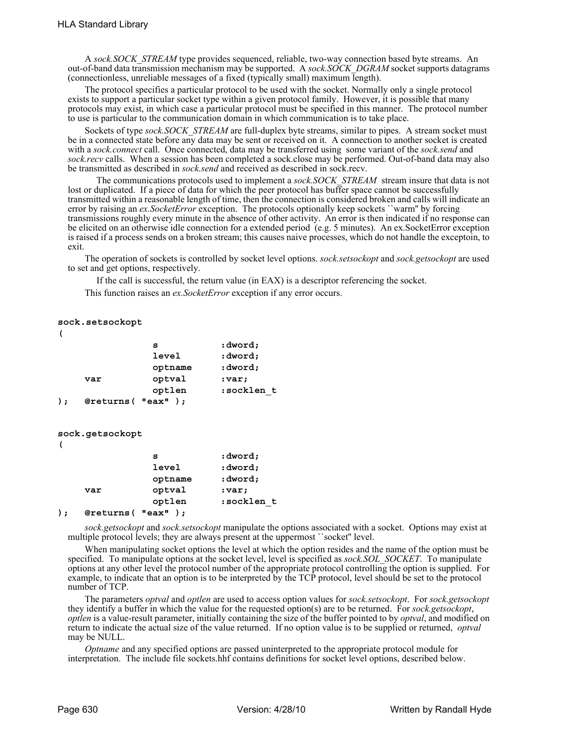A *sock.SOCK_STREAM* type provides sequenced, reliable, two-way connection based byte streams. An out-of-band data transmission mechanism may be supported. A *sock.SOCK_DGRAM* socket supports datagrams (connectionless, unreliable messages of a fixed (typically small) maximum length).

The protocol specifies a particular protocol to be used with the socket. Normally only a single protocol exists to support a particular socket type within a given protocol family. However, it is possible that many protocols may exist, in which case a particular protocol must be specified in this manner. The protocol number to use is particular to the communication domain in which communication is to take place.

Sockets of type *sock.SOCK_STREAM* are full-duplex byte streams, similar to pipes. A stream socket must be in a connected state before any data may be sent or received on it. A connection to another socket is created with a *sock.connect* call. Once connected, data may be transferred using some variant of the *sock.send* and *sock.recv* calls. When a session has been completed a sock.close may be performed. Out-of-band data may also be transmitted as described in *sock.send* and received as described in sock.recv.

The communications protocols used to implement a *sock.SOCK_STREAM* stream insure that data is not lost or duplicated. If a piece of data for which the peer protocol has buffer space cannot be successfully transmitted within a reasonable length of time, then the connection is considered broken and calls will indicate an error by raising an *ex.SocketError* exception. The protocols optionally keep sockets ``warm'' by forcing transmissions roughly every minute in the absence of other activity. An error is then indicated if no response can be elicited on an otherwise idle connection for a extended period (e.g. 5 minutes). An ex.SocketError exception is raised if a process sends on a broken stream; this causes naive processes, which do not handle the exceptoin, to exit.

The operation of sockets is controlled by socket level options. *sock.setsockopt* and *sock.getsockopt* are used to set and get options, respectively.

If the call is successful, the return value (in EAX) is a descriptor referencing the socket.

This function raises an *ex.SocketError* exception if any error occurs.

```
sock.setsockopt
(
                s           :dword;
                level       :dword;
                optname     :dword;
    var         optval      :var;
                optlen      :socklen_t
);  @returns( "eax" );
```

```
sock.getsockopt
(
                s           :dword;
                level       :dword;
                optname     :dword;
    var         optval      :var;
                optlen      :socklen_t
);  @returns( "eax" );
```

*sock.getsockopt* and *sock.setsockopt* manipulate the options associated with a socket. Options may exist at multiple protocol levels; they are always present at the uppermost ``socket'' level.

When manipulating socket options the level at which the option resides and the name of the option must be specified. To manipulate options at the socket level, level is specified as *sock.SOL_SOCKET*. To manipulate options at any other level the protocol number of the appropriate protocol controlling the option is supplied. For example, to indicate that an option is to be interpreted by the TCP protocol, level should be set to the protocol number of TCP.

The parameters *optval* and *optlen* are used to access option values for *sock.setsockopt*. For *sock.getsockopt* they identify a buffer in which the value for the requested option(s) are to be returned. For *sock.getsockopt*, *optlen* is a value-result parameter, initially containing the size of the buffer pointed to by *optval*, and modified on return to indicate the actual size of the value returned. If no option value is to be supplied or returned, *optval* may be NULL.

*Optname* and any specified options are passed uninterpreted to the appropriate protocol module for interpretation. The include file sockets.hhf contains definitions for socket level options, described below.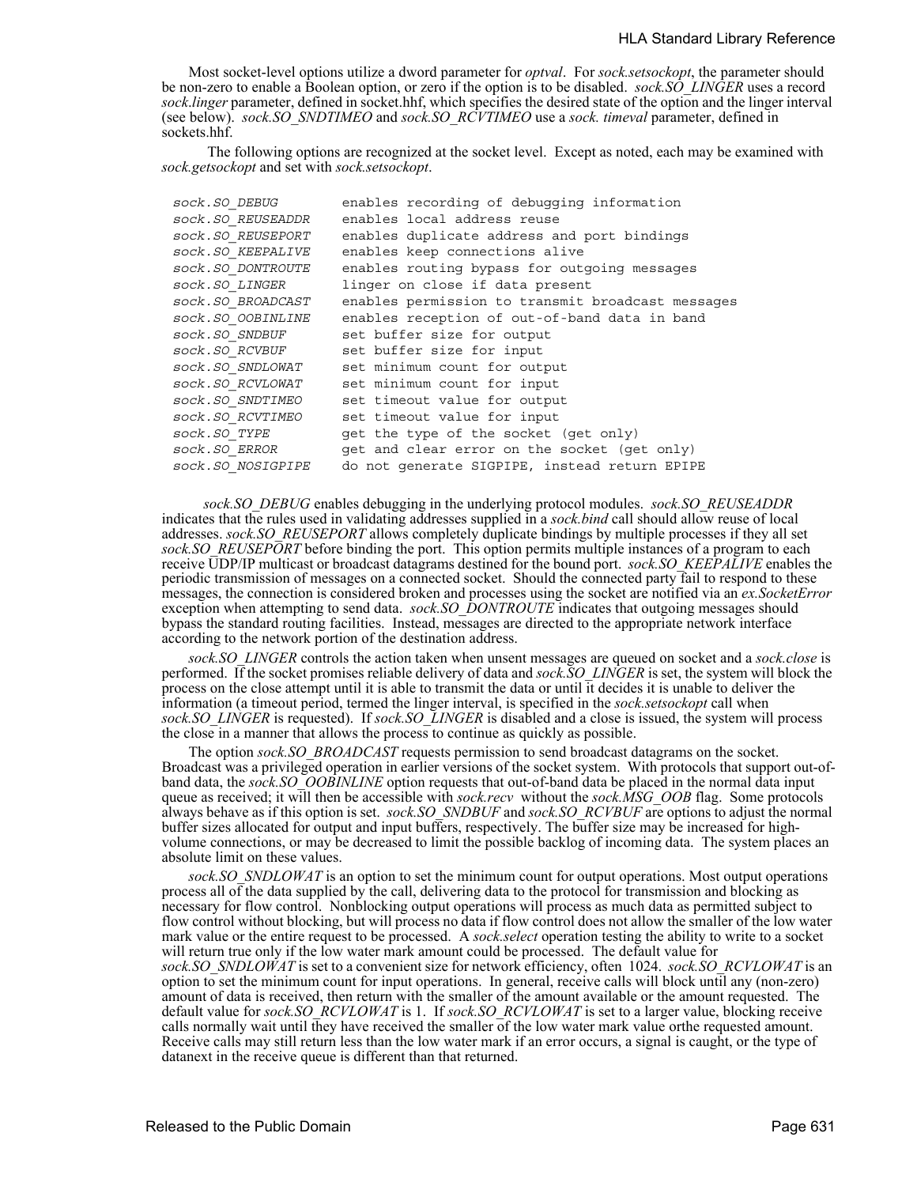Most socket-level options utilize a dword parameter for *optval*. For *sock.setsockopt*, the parameter should be non-zero to enable a Boolean option, or zero if the option is to be disabled. *sock.SO_LINGER* uses a record *sock.linger* parameter, defined in socket.hhf, which specifies the desired state of the option and the linger interval (see below). *sock.SO_SNDTIMEO* and *sock.SO_RCVTIMEO* use a *sock. timeval* parameter, defined in sockets.hhf.

The following options are recognized at the socket level. Except as noted, each may be examined with *sock.getsockopt* and set with *sock.setsockopt*.

```
sock.SO_DEBUG         enables recording of debugging information
sock.SO_REUSEADDR     enables local address reuse
sock.SO_REUSEPORT     enables duplicate address and port bindings
sock.SO_KEEPALIVE     enables keep connections alive
sock.SO_DONTROUTE     enables routing bypass for outgoing messages
sock.SO_LINGER        linger on close if data present
sock.SO_BROADCAST     enables permission to transmit broadcast messages
sock.SO_OOBINLINE     enables reception of out-of-band data in band
sock.SO_SNDBUF        set buffer size for output
sock.SO_RCVBUF        set buffer size for input
sock.SO_SNDLOWAT      set minimum count for output
sock.SO_RCVLOWAT      set minimum count for input
sock.SO_SNDTIMEO      set timeout value for output
sock.SO_RCVTIMEO      set timeout value for input
sock.SO_TYPE          get the type of the socket (get only)
sock.SO_ERROR         get and clear error on the socket (get only)
sock.SO_NOSIGPIPE     do not generate SIGPIPE, instead return EPIPE
```

*sock.SO_DEBUG* enables debugging in the underlying protocol modules. *sock.SO_REUSEADDR* indicates that the rules used in validating addresses supplied in a *sock.bind* call should allow reuse of local addresses. *sock.SO_REUSEPORT* allows completely duplicate bindings by multiple processes if they all set *sock.SO_REUSEPORT* before binding the port. This option permits multiple instances of a program to each receive UDP/IP multicast or broadcast datagrams destined for the bound port. *sock.SO_KEEPALIVE* enables the periodic transmission of messages on a connected socket. Should the connected party fail to respond to these messages, the connection is considered broken and processes using the socket are notified via an *ex.SocketError* exception when attempting to send data. *sock.SO_DONTROUTE* indicates that outgoing messages should bypass the standard routing facilities. Instead, messages are directed to the appropriate network interface according to the network portion of the destination address.

*sock.SO_LINGER* controls the action taken when unsent messages are queued on socket and a *sock.close* is performed. If the socket promises reliable delivery of data and *sock.SO_LINGER* is set, the system will block the process on the close attempt until it is able to transmit the data or until it decides it is unable to deliver the information (a timeout period, termed the linger interval, is specified in the *sock.setsockopt* call when *sock.SO_LINGER* is requested). If *sock.SO_LINGER* is disabled and a close is issued, the system will process the close in a manner that allows the process to continue as quickly as possible.

The option *sock.SO_BROADCAST* requests permission to send broadcast datagrams on the socket. Broadcast was a privileged operation in earlier versions of the socket system. With protocols that support out-of-band data, the *sock.SO_OOBINLINE* option requests that out-of-band data be placed in the normal data input queue as received; it will then be accessible with *sock.recv* without the *sock.MSG_OOB* flag. Some protocols always behave as if this option is set. *sock.SO_SNDBUF* and *sock.SO_RCVBUF* are options to adjust the normal buffer sizes allocated for output and input buffers, respectively. The buffer size may be increased for high-volume connections, or may be decreased to limit the possible backlog of incoming data. The system places an absolute limit on these values.

*sock.SO_SNDLOWAT* is an option to set the minimum count for output operations. Most output operations process all of the data supplied by the call, delivering data to the protocol for transmission and blocking as necessary for flow control. Nonblocking output operations will process as much data as permitted subject to flow control without blocking, but will process no data if flow control does not allow the smaller of the low water mark value or the entire request to be processed. A *sock.select* operation testing the ability to write to a socket will return true only if the low water mark amount could be processed. The default value for *sock.SO_SNDLOWAT* is set to a convenient size for network efficiency, often 1024. *sock.SO_RCVLOWAT* is an option to set the minimum count for input operations. In general, receive calls will block until any (non-zero) amount of data is received, then return with the smaller of the amount available or the amount requested. The default value for *sock.SO_RCVLOWAT* is 1. If *sock.SO_RCVLOWAT* is set to a larger value, blocking receive calls normally wait until they have received the smaller of the low water mark value orthe requested amount. Receive calls may still return less than the low water mark if an error occurs, a signal is caught, or the type of datanext in the receive queue is different than that returned.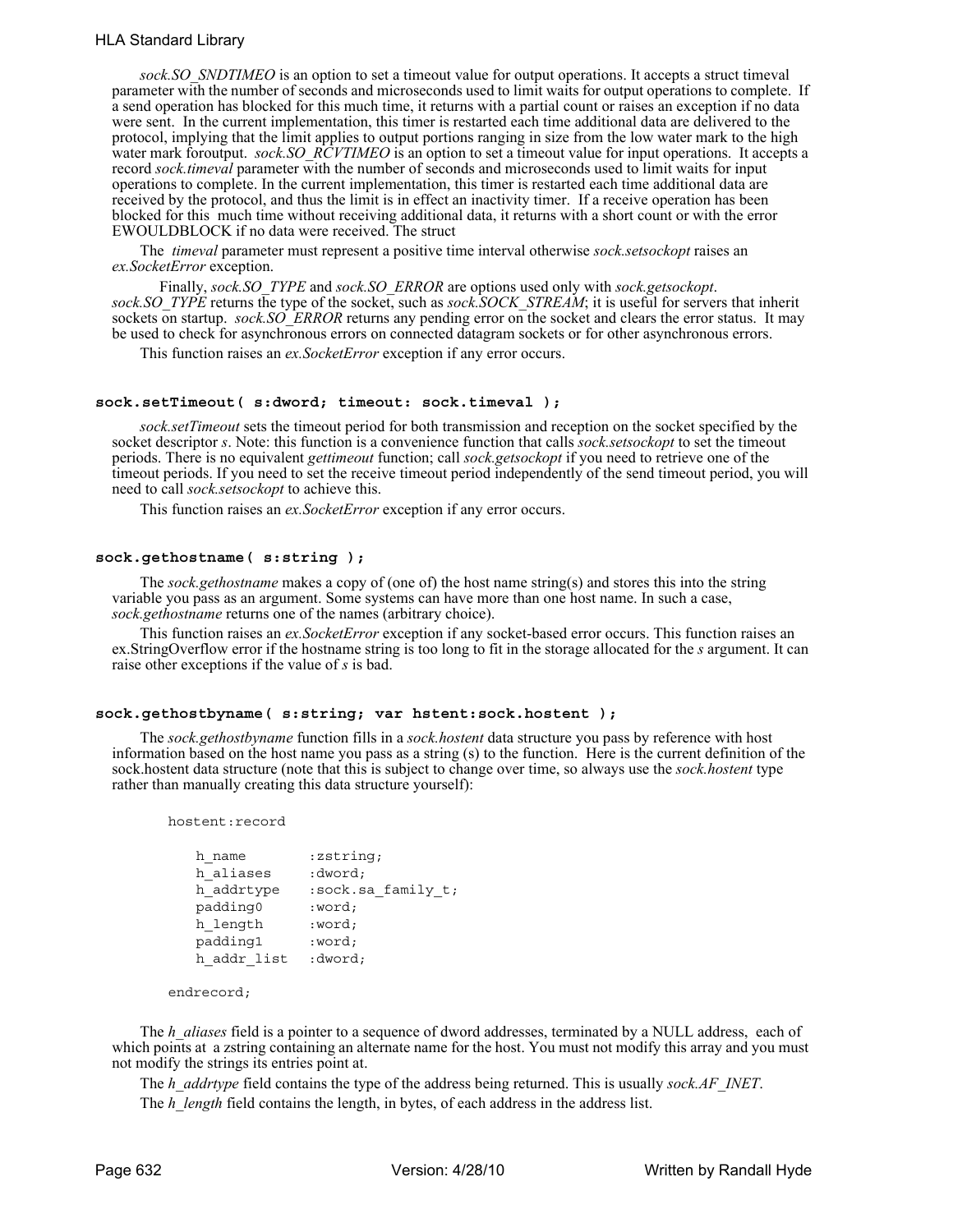*sock.SO_SNDTIMEO* is an option to set a timeout value for output operations. It accepts a struct timeval parameter with the number of seconds and microseconds used to limit waits for output operations to complete. If a send operation has blocked for this much time, it returns with a partial count or raises an exception if no data were sent. In the current implementation, this timer is restarted each time additional data are delivered to the protocol, implying that the limit applies to output portions ranging in size from the low water mark to the high water mark foroutput. *sock.SO_RCVTIMEO* is an option to set a timeout value for input operations. It accepts a record *sock.timeval* parameter with the number of seconds and microseconds used to limit waits for input operations to complete. In the current implementation, this timer is restarted each time additional data are received by the protocol, and thus the limit is in effect an inactivity timer. If a receive operation has been blocked for this much time without receiving additional data, it returns with a short count or with the error EWOULDBLOCK if no data were received. The struct

The *timeval* parameter must represent a positive time interval otherwise *sock.setsockopt* raises an *ex.SocketError* exception.

Finally, *sock.SO_TYPE* and *sock.SO_ERROR* are options used only with *sock.getsockopt*. *sock.SO_TYPE* returns the type of the socket, such as *sock.SOCK_STREAM*; it is useful for servers that inherit sockets on startup. *sock.SO_ERROR* returns any pending error on the socket and clears the error status. It may be used to check for asynchronous errors on connected datagram sockets or for other asynchronous errors.

This function raises an *ex.SocketError* exception if any error occurs.

### sock.setTimeout( s:dword; timeout: sock.timeval );

*sock.setTimeout* sets the timeout period for both transmission and reception on the socket specified by the socket descriptor *s*. Note: this function is a convenience function that calls *sock.setsockopt* to set the timeout periods. There is no equivalent *gettimeout* function; call *sock.getsockopt* if you need to retrieve one of the timeout periods. If you need to set the receive timeout period independently of the send timeout period, you will need to call *sock.setsockopt* to achieve this.

This function raises an *ex.SocketError* exception if any error occurs.

### sock.gethostname( s:string );

The *sock.gethostname* makes a copy of (one of) the host name string(s) and stores this into the string variable you pass as an argument. Some systems can have more than one host name. In such a case, *sock.gethostname* returns one of the names (arbitrary choice).

This function raises an *ex.SocketError* exception if any socket-based error occurs. This function raises an ex.StringOverflow error if the hostname string is too long to fit in the storage allocated for the *s* argument. It can raise other exceptions if the value of *s* is bad.

### sock.gethostbyname( s:string; var hstent:sock.hostent );

The *sock.gethostbyname* function fills in a *sock.hostent* data structure you pass by reference with host information based on the host name you pass as a string (s) to the function. Here is the current definition of the sock.hostent data structure (note that this is subject to change over time, so always use the *sock.hostent* type rather than manually creating this data structure yourself):

```
hostent:record

    h_name       :zstring;
    h_aliases    :dword;
    h_addrtype   :sock.sa_family_t;
    padding0     :word;
    h_length     :word;
    padding1     :word;
    h_addr_list  :dword;

endrecord;
```

The *h_aliases* field is a pointer to a sequence of dword addresses, terminated by a NULL address, each of which points at a zstring containing an alternate name for the host. You must not modify this array and you must not modify the strings its entries point at.

The *h_addrtype* field contains the type of the address being returned. This is usually *sock.AF_INET*.

The *h_length* field contains the length, in bytes, of each address in the address list.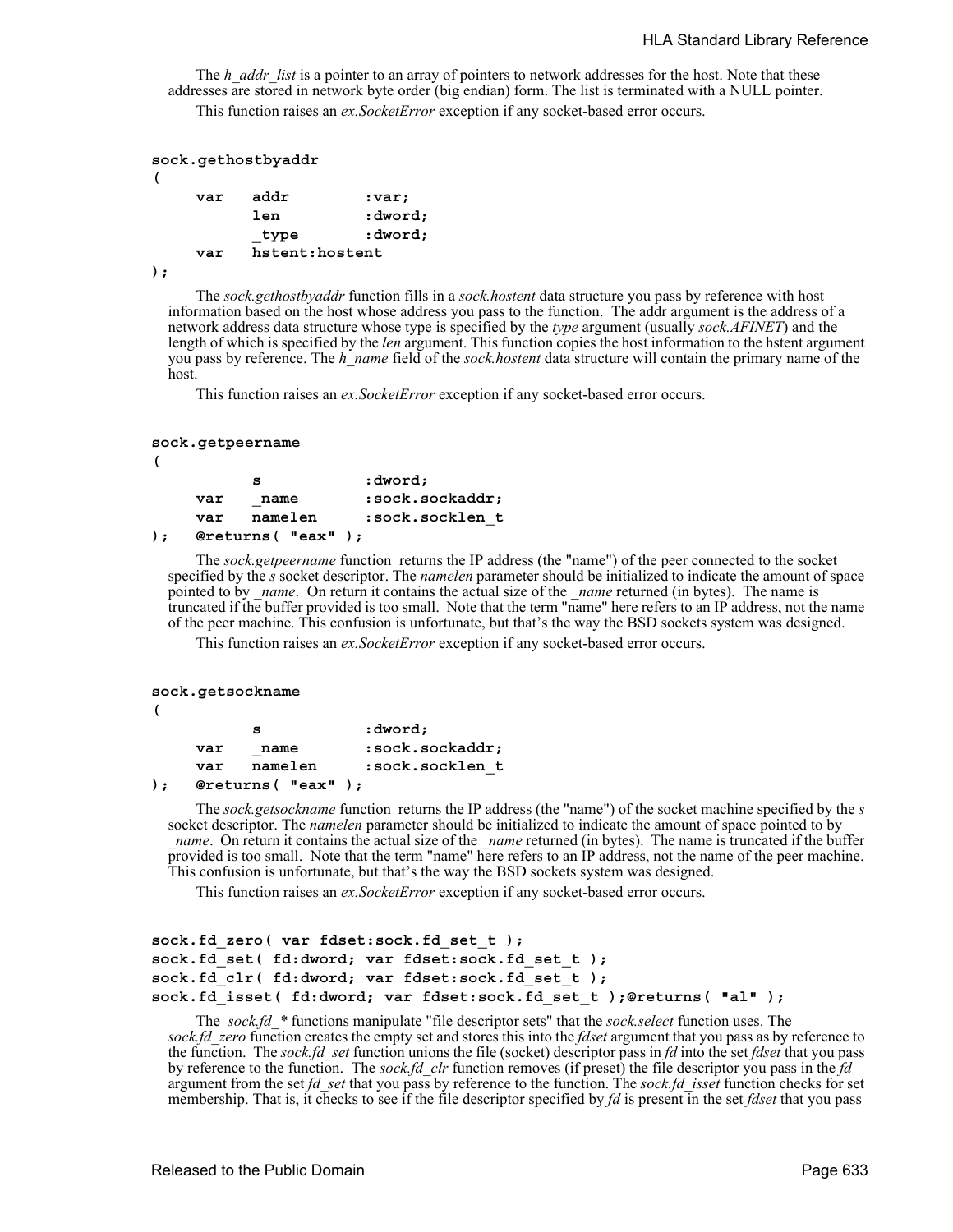The *h_addr_list* is a pointer to an array of pointers to network addresses for the host. Note that these addresses are stored in network byte order (big endian) form. The list is terminated with a NULL pointer.

This function raises an *ex.SocketError* exception if any socket-based error occurs.

```
sock.gethostbyaddr
(
    var    addr        :var;
           len         :dword;
           _type       :dword;
    var    hstent:hostent
);
```

The *sock.gethostbyaddr* function fills in a *sock.hostent* data structure you pass by reference with host information based on the host whose address you pass to the function. The addr argument is the address of a network address data structure whose type is specified by the *type* argument (usually *sock.AFINET*) and the length of which is specified by the *len* argument. This function copies the host information to the hstent argument you pass by reference. The *h_name* field of the *sock.hostent* data structure will contain the primary name of the host.

This function raises an *ex.SocketError* exception if any socket-based error occurs.

```
sock.getpeername
(
           s           :dword;
    var    _name       :sock.sockaddr;
    var    namelen     :sock.socklen_t
);  @returns( "eax" );
```

The *sock.getpeername* function returns the IP address (the "name") of the peer connected to the socket specified by the *s* socket descriptor. The *namelen* parameter should be initialized to indicate the amount of space pointed to by *_name*. On return it contains the actual size of the *_name* returned (in bytes). The name is truncated if the buffer provided is too small. Note that the term "name" here refers to an IP address, not the name of the peer machine. This confusion is unfortunate, but that's the way the BSD sockets system was designed.

This function raises an *ex.SocketError* exception if any socket-based error occurs.

```
sock.getsockname
(
           s           :dword;
    var    _name       :sock.sockaddr;
    var    namelen     :sock.socklen_t
);  @returns( "eax" );
```

The *sock.getsockname* function returns the IP address (the "name") of the socket machine specified by the *s* socket descriptor. The *namelen* parameter should be initialized to indicate the amount of space pointed to by *_name*. On return it contains the actual size of the *_name* returned (in bytes). The name is truncated if the buffer provided is too small. Note that the term "name" here refers to an IP address, not the name of the peer machine. This confusion is unfortunate, but that's the way the BSD sockets system was designed.

This function raises an *ex.SocketError* exception if any socket-based error occurs.

```
sock.fd_zero( var fdset:sock.fd_set_t );
sock.fd_set( fd:dword; var fdset:sock.fd_set_t );
sock.fd_clr( fd:dword; var fdset:sock.fd_set_t );
sock.fd_isset( fd:dword; var fdset:sock.fd_set_t );@returns( "al" );
```

The *sock.fd_** functions manipulate "file descriptor sets" that the *sock.select* function uses. The *sock.fd_zero* function creates the empty set and stores this into the *fdset* argument that you pass as by reference to the function. The *sock.fd_set* function unions the file (socket) descriptor pass in *fd* into the set *fdset* that you pass by reference to the function. The *sock.fd_clr* function removes (if preset) the file descriptor you pass in the *fd* argument from the set *fd_set* that you pass by reference to the function. The *sock.fd_isset* function checks for set membership. That is, it checks to see if the file descriptor specified by *fd* is present in the set *fdset* that you pass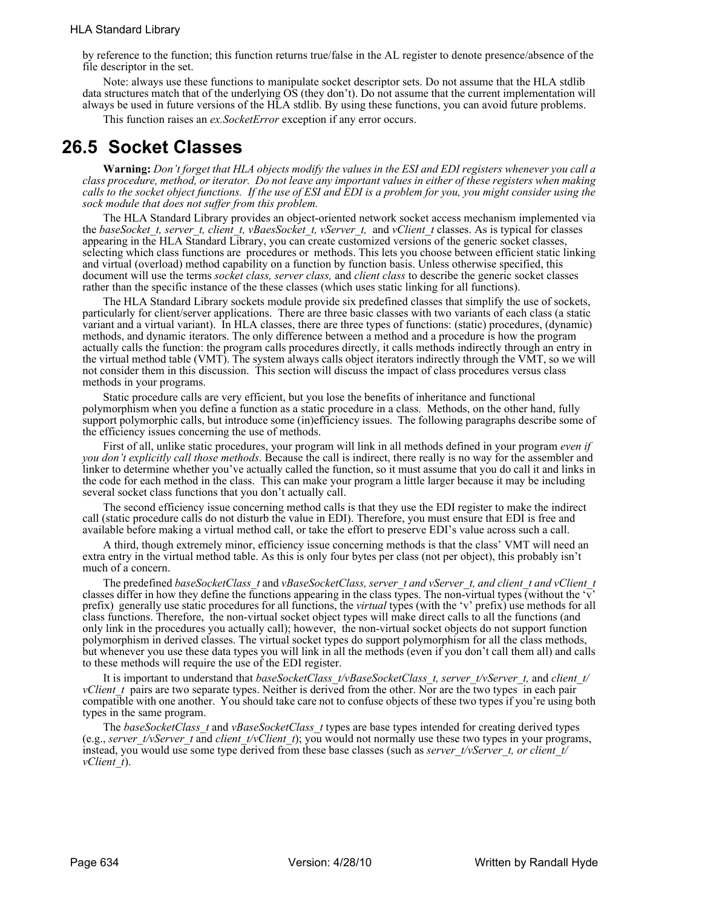by reference to the function; this function returns true/false in the AL register to denote presence/absence of the file descriptor in the set.

Note: always use these functions to manipulate socket descriptor sets. Do not assume that the HLA stdlib data structures match that of the underlying OS (they don't). Do not assume that the current implementation will always be used in future versions of the HLA stdlib. By using these functions, you can avoid future problems.

This function raises an *ex.SocketError* exception if any error occurs.

# 26.5 Socket Classes

**Warning:** *Don't forget that HLA objects modify the values in the ESI and EDI registers whenever you call a class procedure, method, or iterator. Do not leave any important values in either of these registers when making calls to the socket object functions. If the use of ESI and EDI is a problem for you, you might consider using the sock module that does not suffer from this problem.*

The HLA Standard Library provides an object-oriented network socket access mechanism implemented via the *baseSocket_t, server_t, client_t, vBaesSocket_t, vServer_t,* and *vClient_t* classes. As is typical for classes appearing in the HLA Standard Library, you can create customized versions of the generic socket classes, selecting which class functions are procedures or methods. This lets you choose between efficient static linking and virtual (overload) method capability on a function by function basis. Unless otherwise specified, this document will use the terms *socket class, server class,* and *client class* to describe the generic socket classes rather than the specific instance of the these classes (which uses static linking for all functions).

The HLA Standard Library sockets module provide six predefined classes that simplify the use of sockets, particularly for client/server applications. There are three basic classes with two variants of each class (a static variant and a virtual variant). In HLA classes, there are three types of functions: (static) procedures, (dynamic) methods, and dynamic iterators. The only difference between a method and a procedure is how the program actually calls the function: the program calls procedures directly, it calls methods indirectly through an entry in the virtual method table (VMT). The system always calls object iterators indirectly through the VMT, so we will not consider them in this discussion. This section will discuss the impact of class procedures versus class methods in your programs.

Static procedure calls are very efficient, but you lose the benefits of inheritance and functional polymorphism when you define a function as a static procedure in a class. Methods, on the other hand, fully support polymorphic calls, but introduce some (in)efficiency issues. The following paragraphs describe some of the efficiency issues concerning the use of methods.

First of all, unlike static procedures, your program will link in all methods defined in your program *even if you don't explicitly call those methods*. Because the call is indirect, there really is no way for the assembler and linker to determine whether you've actually called the function, so it must assume that you do call it and links in the code for each method in the class. This can make your program a little larger because it may be including several socket class functions that you don't actually call.

The second efficiency issue concerning method calls is that they use the EDI register to make the indirect call (static procedure calls do not disturb the value in EDI). Therefore, you must ensure that EDI is free and available before making a virtual method call, or take the effort to preserve EDI's value across such a call.

A third, though extremely minor, efficiency issue concerning methods is that the class' VMT will need an extra entry in the virtual method table. As this is only four bytes per class (not per object), this probably isn't much of a concern.

The predefined *baseSocketClass_t* and *vBaseSocketClass, server_t and vServer_t, and client_t and vClient_t* classes differ in how they define the functions appearing in the class types. The non-virtual types (without the 'v' prefix) generally use static procedures for all functions, the *virtual* types (with the 'v' prefix) use methods for all class functions. Therefore, the non-virtual socket object types will make direct calls to all the functions (and only link in the procedures you actually call); however, the non-virtual socket objects do not support function polymorphism in derived classes. The virtual socket types do support polymorphism for all the class methods, but whenever you use these data types you will link in all the methods (even if you don't call them all) and calls to these methods will require the use of the EDI register.

It is important to understand that *baseSocketClass_t/vBaseSocketClass_t, server_t/vServer_t,* and *client_t/vClient_t* pairs are two separate types. Neither is derived from the other. Nor are the two types in each pair compatible with one another. You should take care not to confuse objects of these two types if you're using both types in the same program.

The *baseSocketClass_t* and *vBaseSocketClass_t* types are base types intended for creating derived types (e.g., *server_t/vServer_t* and *client_t/vClient_t*); you would not normally use these two types in your programs, instead, you would use some type derived from these base classes (such as *server_t/vServer_t, or client_t/vClient_t*).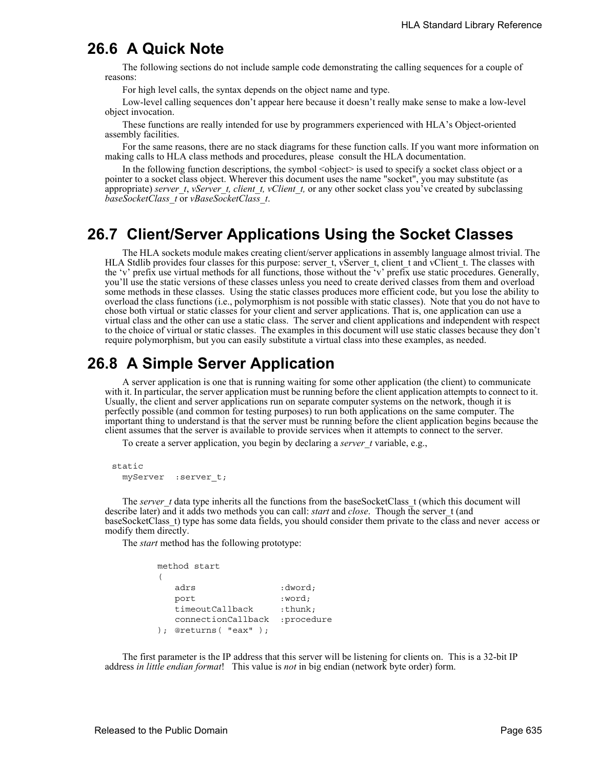## 26.6 A Quick Note

The following sections do not include sample code demonstrating the calling sequences for a couple of reasons:

For high level calls, the syntax depends on the object name and type.

Low-level calling sequences don't appear here because it doesn't really make sense to make a low-level object invocation.

These functions are really intended for use by programmers experienced with HLA's Object-oriented assembly facilities.

For the same reasons, there are no stack diagrams for these function calls. If you want more information on making calls to HLA class methods and procedures, please consult the HLA documentation.

In the following function descriptions, the symbol <object> is used to specify a socket class object or a pointer to a socket class object. Wherever this document uses the name "socket", you may substitute (as appropriate) *server_t*, *vServer_t, client_t, vClient_t,* or any other socket class you've created by subclassing *baseSocketClass_t* or *vBaseSocketClass_t*.

## 26.7 Client/Server Applications Using the Socket Classes

The HLA sockets module makes creating client/server applications in assembly language almost trivial. The HLA Stdlib provides four classes for this purpose: server_t, vServer_t, client_t and vClient_t. The classes with the 'v' prefix use virtual methods for all functions, those without the 'v' prefix use static procedures. Generally, you'll use the static versions of these classes unless you need to create derived classes from them and overload some methods in these classes. Using the static classes produces more efficient code, but you lose the ability to overload the class functions (i.e., polymorphism is not possible with static classes). Note that you do not have to chose both virtual or static classes for your client and server applications. That is, one application can use a virtual class and the other can use a static class. The server and client applications and independent with respect to the choice of virtual or static classes. The examples in this document will use static classes because they don't require polymorphism, but you can easily substitute a virtual class into these examples, as needed.

## 26.8 A Simple Server Application

A server application is one that is running waiting for some other application (the client) to communicate with it. In particular, the server application must be running before the client application attempts to connect to it. Usually, the client and server applications run on separate computer systems on the network, though it is perfectly possible (and common for testing purposes) to run both applications on the same computer. The important thing to understand is that the server must be running before the client application begins because the client assumes that the server is available to provide services when it attempts to connect to the server.

To create a server application, you begin by declaring a *server_t* variable, e.g.,

```
static
   myServer  :server_t;
```

The *server_t* data type inherits all the functions from the baseSocketClass_t (which this document will describe later) and it adds two methods you can call: *start* and *close*. Though the server_t (and baseSocketClass_t) type has some data fields, you should consider them private to the class and never access or modify them directly.

The *start* method has the following prototype:

```
method start
(
    adrs                :dword;
    port                :word;
    timeoutCallback     :thunk;
    connectionCallback  :procedure
); @returns( "eax" );
```

The first parameter is the IP address that this server will be listening for clients on. This is a 32-bit IP address *in little endian format*! This value is *not* in big endian (network byte order) form.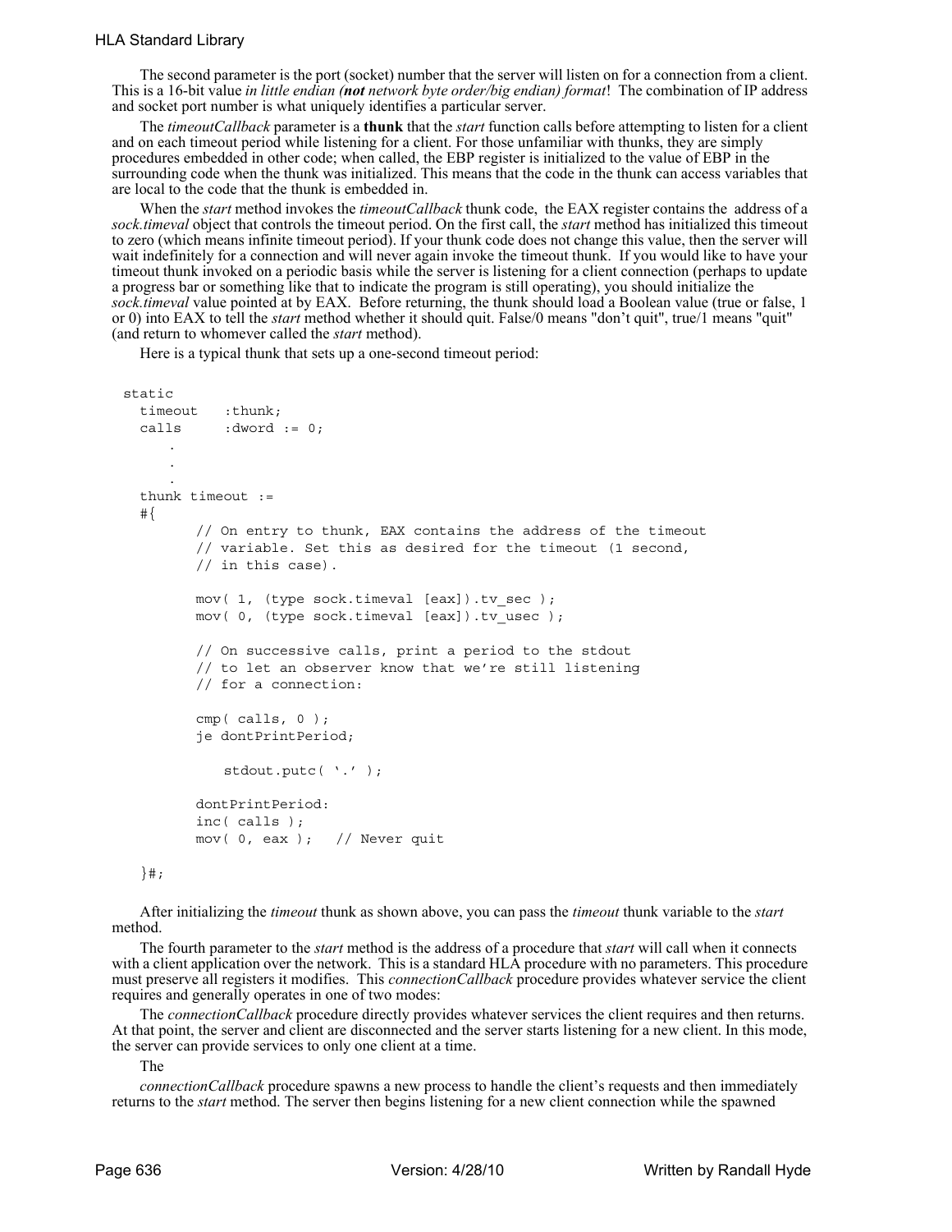The second parameter is the port (socket) number that the server will listen on for a connection from a client. This is a 16-bit value *in little endian (**not** network byte order/big endian) format*! The combination of IP address and socket port number is what uniquely identifies a particular server.

The *timeoutCallback* parameter is a **thunk** that the *start* function calls before attempting to listen for a client and on each timeout period while listening for a client. For those unfamiliar with thunks, they are simply procedures embedded in other code; when called, the EBP register is initialized to the value of EBP in the surrounding code when the thunk was initialized. This means that the code in the thunk can access variables that are local to the code that the thunk is embedded in.

When the *start* method invokes the *timeoutCallback* thunk code, the EAX register contains the address of a *sock.timeval* object that controls the timeout period. On the first call, the *start* method has initialized this timeout to zero (which means infinite timeout period). If your thunk code does not change this value, then the server will wait indefinitely for a connection and will never again invoke the timeout thunk. If you would like to have your timeout thunk invoked on a periodic basis while the server is listening for a client connection (perhaps to update a progress bar or something like that to indicate the program is still operating), you should initialize the *sock.timeval* value pointed at by EAX. Before returning, the thunk should load a Boolean value (true or false, 1 or 0) into EAX to tell the *start* method whether it should quit. False/0 means "don't quit", true/1 means "quit" (and return to whomever called the *start* method).

Here is a typical thunk that sets up a one-second timeout period:

```
static
   timeout   :thunk;
   calls     :dword := 0;
      .
      .
      .
   thunk timeout :=
   #{
         // On entry to thunk, EAX contains the address of the timeout
         // variable. Set this as desired for the timeout (1 second,
         // in this case).

         mov( 1, (type sock.timeval [eax]).tv_sec );
         mov( 0, (type sock.timeval [eax]).tv_usec );

         // On successive calls, print a period to the stdout
         // to let an observer know that we're still listening
         // for a connection:

         cmp( calls, 0 );
         je dontPrintPeriod;

            stdout.putc( '.' );

         dontPrintPeriod:
         inc( calls );
         mov( 0, eax );   // Never quit

   }#;
```

After initializing the *timeout* thunk as shown above, you can pass the *timeout* thunk variable to the *start* method.

The fourth parameter to the *start* method is the address of a procedure that *start* will call when it connects with a client application over the network. This is a standard HLA procedure with no parameters. This procedure must preserve all registers it modifies. This *connectionCallback* procedure provides whatever service the client requires and generally operates in one of two modes:

The *connectionCallback* procedure directly provides whatever services the client requires and then returns. At that point, the server and client are disconnected and the server starts listening for a new client. In this mode, the server can provide services to only one client at a time.

The

*connectionCallback* procedure spawns a new process to handle the client's requests and then immediately returns to the *start* method. The server then begins listening for a new client connection while the spawned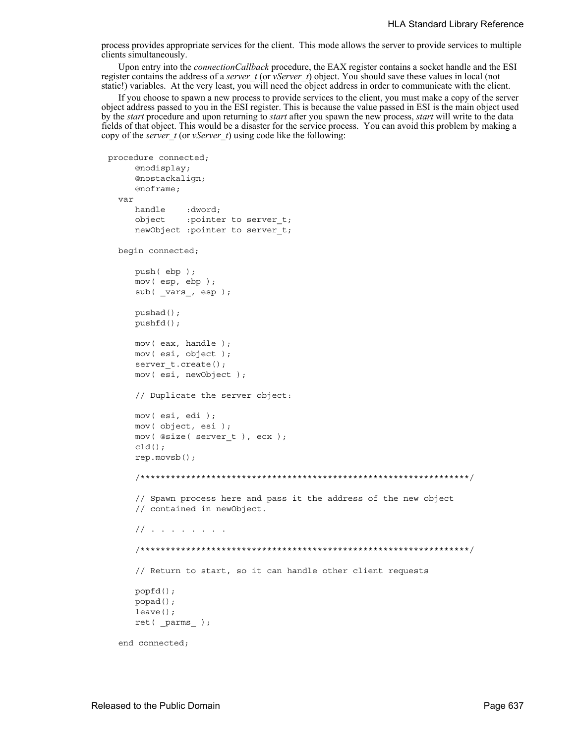process provides appropriate services for the client. This mode allows the server to provide services to multiple clients simultaneously.

Upon entry into the *connectionCallback* procedure, the EAX register contains a socket handle and the ESI register contains the address of a *server_t* (or *vServer_t*) object. You should save these values in local (not static!) variables. At the very least, you will need the object address in order to communicate with the client.

If you choose to spawn a new process to provide services to the client, you must make a copy of the server object address passed to you in the ESI register. This is because the value passed in ESI is the main object used by the *start* procedure and upon returning to *start* after you spawn the new process, *start* will write to the data fields of that object. This would be a disaster for the service process. You can avoid this problem by making a copy of the *server_t* (or *vServer_t*) using code like the following:

```
procedure connected;
    @nodisplay;
    @nostackalign;
    @noframe;
  var
    handle    :dword;
    object    :pointer to server_t;
    newObject :pointer to server_t;

  begin connected;

    push( ebp );
    mov( esp, ebp );
    sub( _vars_, esp );

    pushad();
    pushfd();

    mov( eax, handle );
    mov( esi, object );
    server_t.create();
    mov( esi, newObject );

    // Duplicate the server object:

    mov( esi, edi );
    mov( object, esi );
    mov( @size( server_t ), ecx );
    cld();
    rep.movsb();

    /****************************************************************/

    // Spawn process here and pass it the address of the new object
    // contained in newObject.

    // . . . . . . . .

    /****************************************************************/

    // Return to start, so it can handle other client requests

    popfd();
    popad();
    leave();
    ret( _parms_ );

  end connected;
```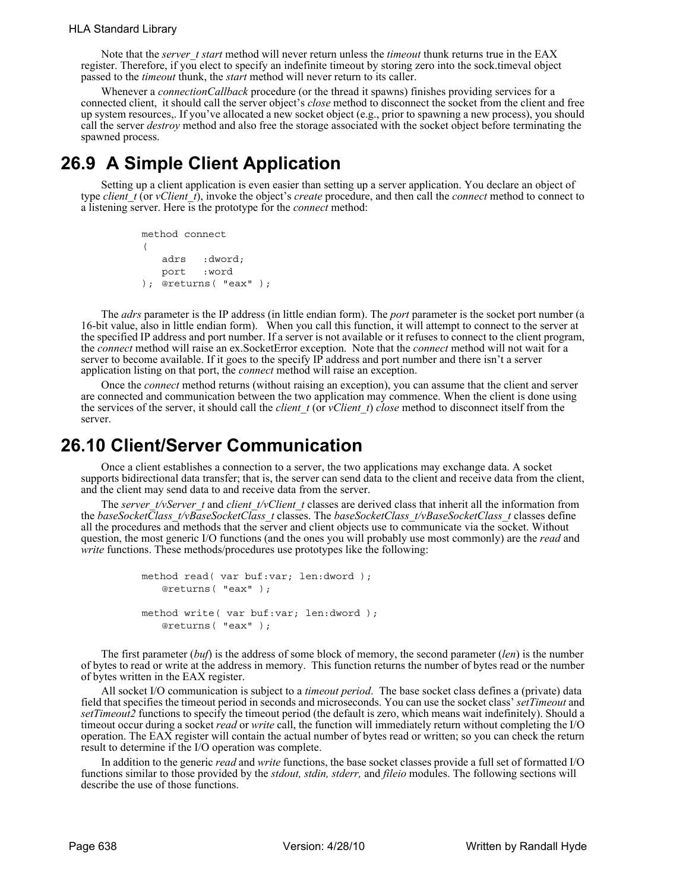Note that the *server_t start* method will never return unless the *timeout* thunk returns true in the EAX register. Therefore, if you elect to specify an indefinite timeout by storing zero into the sock.timeval object passed to the *timeout* thunk, the *start* method will never return to its caller.

Whenever a *connectionCallback* procedure (or the thread it spawns) finishes providing services for a connected client, it should call the server object's *close* method to disconnect the socket from the client and free up system resources,. If you've allocated a new socket object (e.g., prior to spawning a new process), you should call the server *destroy* method and also free the storage associated with the socket object before terminating the spawned process.

# 26.9 A Simple Client Application

Setting up a client application is even easier than setting up a server application. You declare an object of type *client_t* (or *vClient_t*), invoke the object's *create* procedure, and then call the *connect* method to connect to a listening server. Here is the prototype for the *connect* method:

```
method connect
(
    adrs   :dword;
    port   :word
); @returns( "eax" );
```

The *adrs* parameter is the IP address (in little endian form). The *port* parameter is the socket port number (a 16-bit value, also in little endian form). When you call this function, it will attempt to connect to the server at the specified IP address and port number. If a server is not available or it refuses to connect to the client program, the *connect* method will raise an ex.SocketError exception. Note that the *connect* method will not wait for a server to become available. If it goes to the specify IP address and port number and there isn't a server application listing on that port, the *connect* method will raise an exception.

Once the *connect* method returns (without raising an exception), you can assume that the client and server are connected and communication between the two application may commence. When the client is done using the services of the server, it should call the *client_t* (or *vClient_t*) *close* method to disconnect itself from the server.

# 26.10 Client/Server Communication

Once a client establishes a connection to a server, the two applications may exchange data. A socket supports bidirectional data transfer; that is, the server can send data to the client and receive data from the client, and the client may send data to and receive data from the server.

The *server_t/vServer_t* and *client_t/vClient_t* classes are derived class that inherit all the information from the *baseSocketClass_t/vBaseSocketClass_t* classes. The *baseSocketClass_t/vBaseSocketClass_t* classes define all the procedures and methods that the server and client objects use to communicate via the socket. Without question, the most generic I/O functions (and the ones you will probably use most commonly) are the *read* and *write* functions. These methods/procedures use prototypes like the following:

```
method read( var buf:var; len:dword );
    @returns( "eax" );

method write( var buf:var; len:dword );
    @returns( "eax" );
```

The first parameter (*buf*) is the address of some block of memory, the second parameter (*len*) is the number of bytes to read or write at the address in memory. This function returns the number of bytes read or the number of bytes written in the EAX register.

All socket I/O communication is subject to a *timeout period*. The base socket class defines a (private) data field that specifies the timeout period in seconds and microseconds. You can use the socket class' *setTimeout* and *setTimeout2* functions to specify the timeout period (the default is zero, which means wait indefinitely). Should a timeout occur during a socket *read* or *write* call, the function will immediately return without completing the I/O operation. The EAX register will contain the actual number of bytes read or written; so you can check the return result to determine if the I/O operation was complete.

In addition to the generic *read* and *write* functions, the base socket classes provide a full set of formatted I/O functions similar to those provided by the *stdout, stdin, stderr,* and *fileio* modules. The following sections will describe the use of those functions.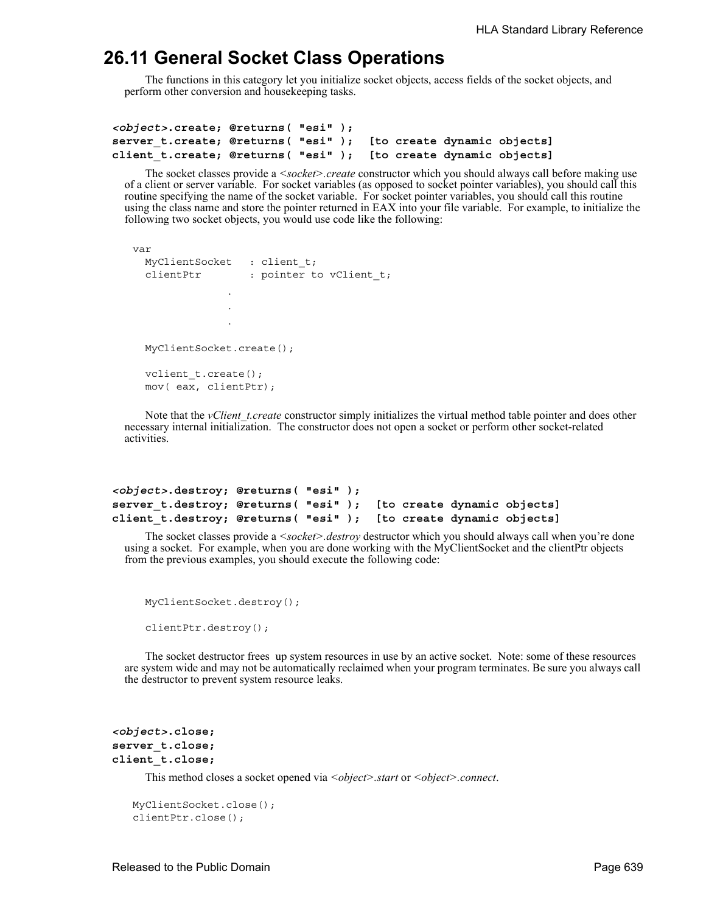## 26.11 General Socket Class Operations

The functions in this category let you initialize socket objects, access fields of the socket objects, and perform other conversion and housekeeping tasks.

***<object>*.create; @returns( "esi" );**
**server_t.create; @returns( "esi" ); [to create dynamic objects]**
**client_t.create; @returns( "esi" ); [to create dynamic objects]**

The socket classes provide a *<socket>.create* constructor which you should always call before making use of a client or server variable. For socket variables (as opposed to socket pointer variables), you should call this routine specifying the name of the socket variable. For socket pointer variables, you should call this routine using the class name and store the pointer returned in EAX into your file variable. For example, to initialize the following two socket objects, you would use code like the following:

```
var
   MyClientSocket   : client_t;
   clientPtr        : pointer to vClient_t;
                 .
                 .
                 .

   MyClientSocket.create();

   vclient_t.create();
   mov( eax, clientPtr);
```

Note that the *vClient_t.create* constructor simply initializes the virtual method table pointer and does other necessary internal initialization. The constructor does not open a socket or perform other socket-related activities.

***<object>*.destroy; @returns( "esi" );**
**server_t.destroy; @returns( "esi" ); [to create dynamic objects]**
**client_t.destroy; @returns( "esi" ); [to create dynamic objects]**

The socket classes provide a *<socket>.destroy* destructor which you should always call when you're done using a socket. For example, when you are done working with the MyClientSocket and the clientPtr objects from the previous examples, you should execute the following code:

```
   MyClientSocket.destroy();

   clientPtr.destroy();
```

The socket destructor frees up system resources in use by an active socket. Note: some of these resources are system wide and may not be automatically reclaimed when your program terminates. Be sure you always call the destructor to prevent system resource leaks.

***<object>*.close;**
**server_t.close;**
**client_t.close;**

This method closes a socket opened via *<object>.start* or *<object>.connect*.

```
MyClientSocket.close();
clientPtr.close();
```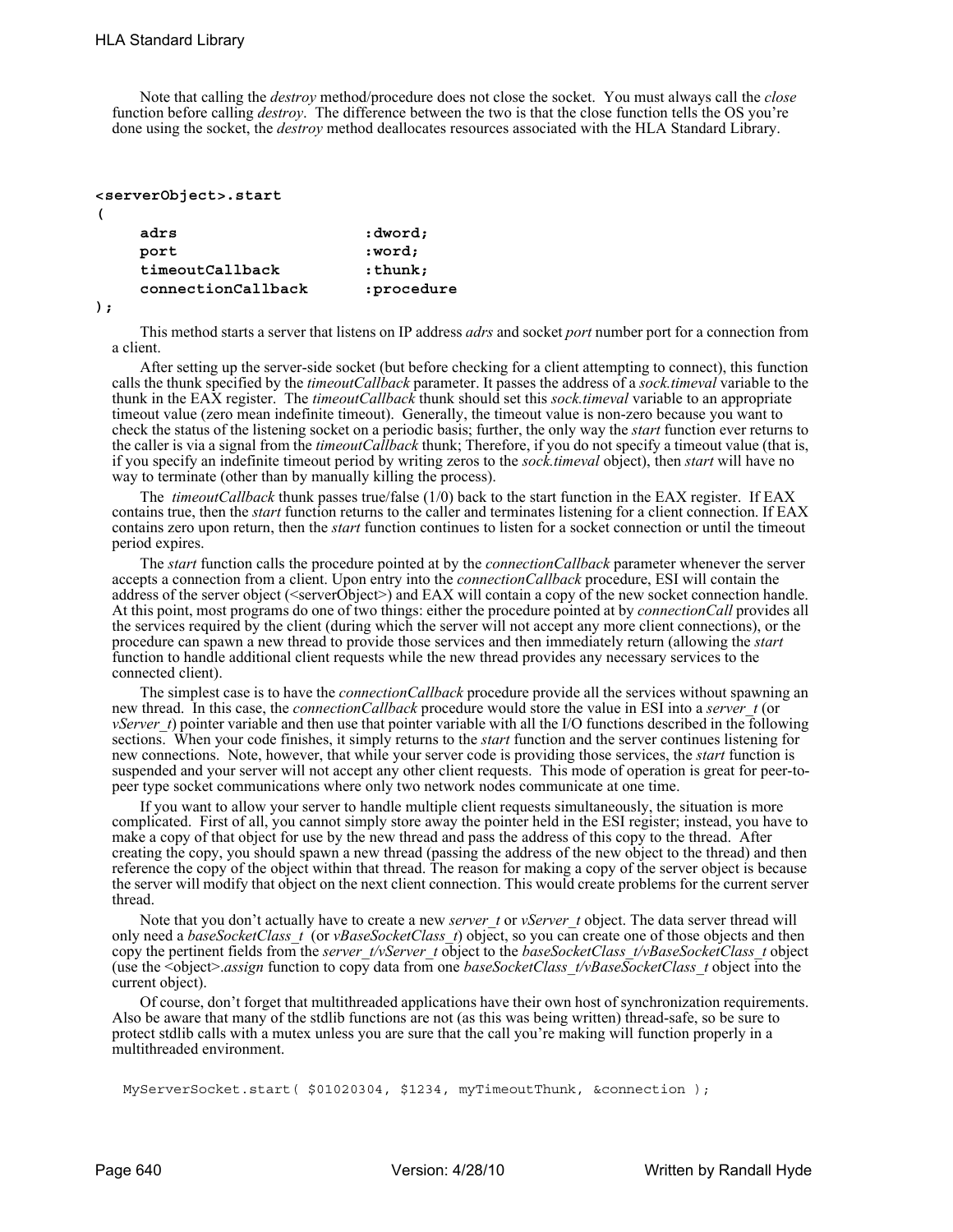Note that calling the *destroy* method/procedure does not close the socket. You must always call the *close* function before calling *destroy*. The difference between the two is that the close function tells the OS you're done using the socket, the *destroy* method deallocates resources associated with the HLA Standard Library.

```
<serverObject>.start
(
    adrs                    :dword;
    port                    :word;
    timeoutCallback         :thunk;
    connectionCallback      :procedure
);
```

This method starts a server that listens on IP address *adrs* and socket *port* number port for a connection from a client.

After setting up the server-side socket (but before checking for a client attempting to connect), this function calls the thunk specified by the *timeoutCallback* parameter. It passes the address of a *sock.timeval* variable to the thunk in the EAX register. The *timeoutCallback* thunk should set this *sock.timeval* variable to an appropriate timeout value (zero mean indefinite timeout). Generally, the timeout value is non-zero because you want to check the status of the listening socket on a periodic basis; further, the only way the *start* function ever returns to the caller is via a signal from the *timeoutCallback* thunk; Therefore, if you do not specify a timeout value (that is, if you specify an indefinite timeout period by writing zeros to the *sock.timeval* object), then *start* will have no way to terminate (other than by manually killing the process).

The *timeoutCallback* thunk passes true/false (1/0) back to the start function in the EAX register. If EAX contains true, then the *start* function returns to the caller and terminates listening for a client connection. If EAX contains zero upon return, then the *start* function continues to listen for a socket connection or until the timeout period expires.

The *start* function calls the procedure pointed at by the *connectionCallback* parameter whenever the server accepts a connection from a client. Upon entry into the *connectionCallback* procedure, ESI will contain the address of the server object (<serverObject>) and EAX will contain a copy of the new socket connection handle. At this point, most programs do one of two things: either the procedure pointed at by *connectionCall* provides all the services required by the client (during which the server will not accept any more client connections), or the procedure can spawn a new thread to provide those services and then immediately return (allowing the *start* function to handle additional client requests while the new thread provides any necessary services to the connected client).

The simplest case is to have the *connectionCallback* procedure provide all the services without spawning an new thread. In this case, the *connectionCallback* procedure would store the value in ESI into a *server_t* (or *vServer_t*) pointer variable and then use that pointer variable with all the I/O functions described in the following sections. When your code finishes, it simply returns to the *start* function and the server continues listening for new connections. Note, however, that while your server code is providing those services, the *start* function is suspended and your server will not accept any other client requests. This mode of operation is great for peer-to-peer type socket communications where only two network nodes communicate at one time.

If you want to allow your server to handle multiple client requests simultaneously, the situation is more complicated. First of all, you cannot simply store away the pointer held in the ESI register; instead, you have to make a copy of that object for use by the new thread and pass the address of this copy to the thread. After creating the copy, you should spawn a new thread (passing the address of the new object to the thread) and then reference the copy of the object within that thread. The reason for making a copy of the server object is because the server will modify that object on the next client connection. This would create problems for the current server thread.

Note that you don't actually have to create a new *server_t* or *vServer_t* object. The data server thread will only need a *baseSocketClass_t* (or *vBaseSocketClass_t*) object, so you can create one of those objects and then copy the pertinent fields from the *server_t/vServer_t* object to the *baseSocketClass_t/vBaseSocketClass_t* object (use the <object>.*assign* function to copy data from one *baseSocketClass_t/vBaseSocketClass_t* object into the current object).

Of course, don't forget that multithreaded applications have their own host of synchronization requirements. Also be aware that many of the stdlib functions are not (as this was being written) thread-safe, so be sure to protect stdlib calls with a mutex unless you are sure that the call you're making will function properly in a multithreaded environment.

```
MyServerSocket.start( $01020304, $1234, myTimeoutThunk, &connection );
```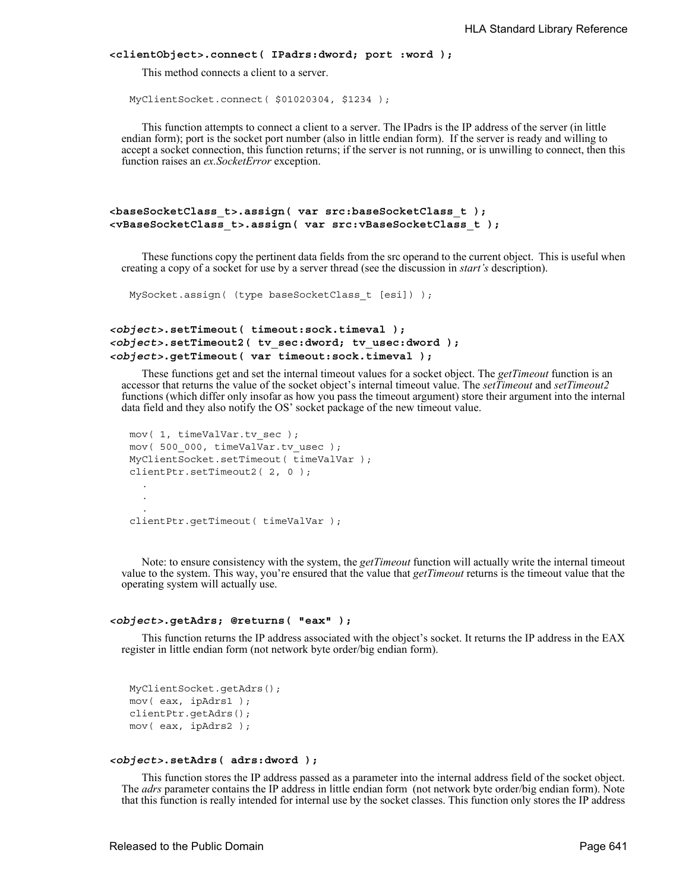**<clientObject>.connect( IPadrs:dword; port :word );**

This method connects a client to a server.

```
MyClientSocket.connect( $01020304, $1234 );
```

This function attempts to connect a client to a server. The IPadrs is the IP address of the server (in little endian form); port is the socket port number (also in little endian form). If the server is ready and willing to accept a socket connection, this function returns; if the server is not running, or is unwilling to connect, then this function raises an *ex.SocketError* exception.

**<baseSocketClass_t>.assign( var src:baseSocketClass_t );**
**<vBaseSocketClass_t>.assign( var src:vBaseSocketClass_t );**

These functions copy the pertinent data fields from the src operand to the current object. This is useful when creating a copy of a socket for use by a server thread (see the discussion in *start's* description).

```
MySocket.assign( (type baseSocketClass_t [esi]) );
```

***<object>*.setTimeout( timeout:sock.timeval );**
***<object>*.setTimeout2( tv_sec:dword; tv_usec:dword );**
***<object>*.getTimeout( var timeout:sock.timeval );**

These functions get and set the internal timeout values for a socket object. The *getTimeout* function is an accessor that returns the value of the socket object's internal timeout value. The *setTimeout* and *setTimeout2* functions (which differ only insofar as how you pass the timeout argument) store their argument into the internal data field and they also notify the OS' socket package of the new timeout value.

```
mov( 1, timeValVar.tv_sec );
mov( 500_000, timeValVar.tv_usec );
MyClientSocket.setTimeout( timeValVar );
clientPtr.setTimeout2( 2, 0 );
  .
  .
  .
clientPtr.getTimeout( timeValVar );
```

Note: to ensure consistency with the system, the *getTimeout* function will actually write the internal timeout value to the system. This way, you're ensured that the value that *getTimeout* returns is the timeout value that the operating system will actually use.

***<object>*.getAdrs; @returns( "eax" );**

This function returns the IP address associated with the object's socket. It returns the IP address in the EAX register in little endian form (not network byte order/big endian form).

```
MyClientSocket.getAdrs();
mov( eax, ipAdrs1 );
clientPtr.getAdrs();
mov( eax, ipAdrs2 );
```

***<object>*.setAdrs( adrs:dword );**

This function stores the IP address passed as a parameter into the internal address field of the socket object. The *adrs* parameter contains the IP address in little endian form (not network byte order/big endian form). Note that this function is really intended for internal use by the socket classes. This function only stores the IP address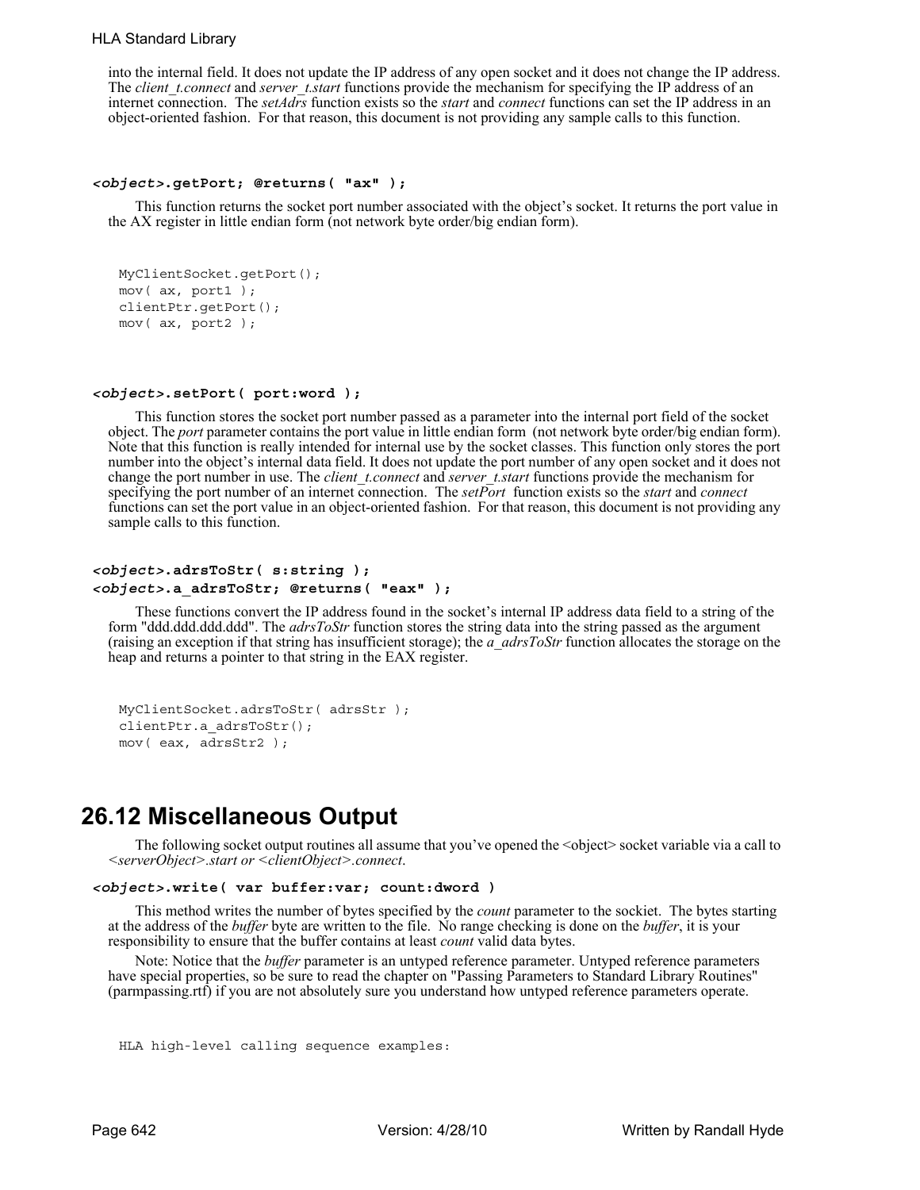into the internal field. It does not update the IP address of any open socket and it does not change the IP address. The *client_t.connect* and *server_t.start* functions provide the mechanism for specifying the IP address of an internet connection. The *setAdrs* function exists so the *start* and *connect* functions can set the IP address in an object-oriented fashion. For that reason, this document is not providing any sample calls to this function.

### *<object>*.getPort; @returns( "ax" );

This function returns the socket port number associated with the object's socket. It returns the port value in the AX register in little endian form (not network byte order/big endian form).

```
MyClientSocket.getPort();
mov( ax, port1 );
clientPtr.getPort();
mov( ax, port2 );
```

### *<object>*.setPort( port:word );

This function stores the socket port number passed as a parameter into the internal port field of the socket object. The *port* parameter contains the port value in little endian form (not network byte order/big endian form). Note that this function is really intended for internal use by the socket classes. This function only stores the port number into the object's internal data field. It does not update the port number of any open socket and it does not change the port number in use. The *client_t.connect* and *server_t.start* functions provide the mechanism for specifying the port number of an internet connection. The *setPort* function exists so the *start* and *connect* functions can set the port value in an object-oriented fashion. For that reason, this document is not providing any sample calls to this function.

### *<object>*.adrsToStr( s:string ); *<object>*.a_adrsToStr; @returns( "eax" );

These functions convert the IP address found in the socket's internal IP address data field to a string of the form "ddd.ddd.ddd.ddd". The *adrsToStr* function stores the string data into the string passed as the argument (raising an exception if that string has insufficient storage); the *a_adrsToStr* function allocates the storage on the heap and returns a pointer to that string in the EAX register.

```
MyClientSocket.adrsToStr( adrsStr );
clientPtr.a_adrsToStr();
mov( eax, adrsStr2 );
```

## 26.12 Miscellaneous Output

The following socket output routines all assume that you've opened the <object> socket variable via a call to *<serverObject>.start or <clientObject>.connect*.

### *<object>*.write( var buffer:var; count:dword )

This method writes the number of bytes specified by the *count* parameter to the sockiet. The bytes starting at the address of the *buffer* byte are written to the file. No range checking is done on the *buffer*, it is your responsibility to ensure that the buffer contains at least *count* valid data bytes.

Note: Notice that the *buffer* parameter is an untyped reference parameter. Untyped reference parameters have special properties, so be sure to read the chapter on "Passing Parameters to Standard Library Routines" (parmpassing.rtf) if you are not absolutely sure you understand how untyped reference parameters operate.

```
HLA high-level calling sequence examples:
```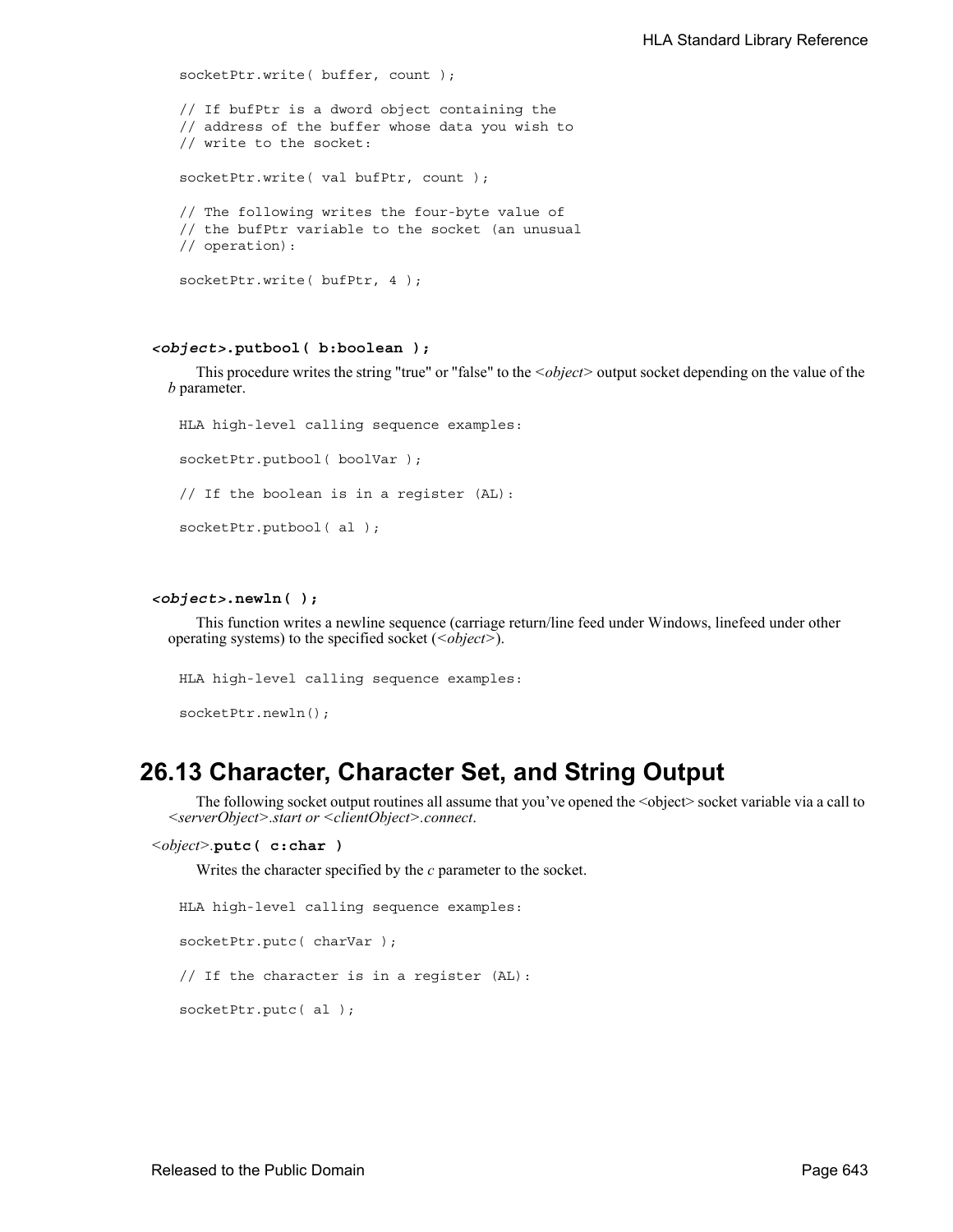```
socketPtr.write( buffer, count );

// If bufPtr is a dword object containing the
// address of the buffer whose data you wish to
// write to the socket:

socketPtr.write( val bufPtr, count );

// The following writes the four-byte value of
// the bufPtr variable to the socket (an unusual
// operation):

socketPtr.write( bufPtr, 4 );
```

***<object>*.putbool( b:boolean );**

This procedure writes the string "true" or "false" to the <*object*> output socket depending on the value of the *b* parameter.

```
HLA high-level calling sequence examples:

socketPtr.putbool( boolVar );

// If the boolean is in a register (AL):

socketPtr.putbool( al );
```

***<object>*.newln( );**

This function writes a newline sequence (carriage return/line feed under Windows, linefeed under other operating systems) to the specified socket (<*object*>).

```
HLA high-level calling sequence examples:

socketPtr.newln();
```

## 26.13 Character, Character Set, and String Output

The following socket output routines all assume that you've opened the <object> socket variable via a call to *<serverObject>.start or <clientObject>.connect*.

*<object>*.**putc( c:char )**

Writes the character specified by the *c* parameter to the socket.

```
HLA high-level calling sequence examples:

socketPtr.putc( charVar );

// If the character is in a register (AL):

socketPtr.putc( al );
```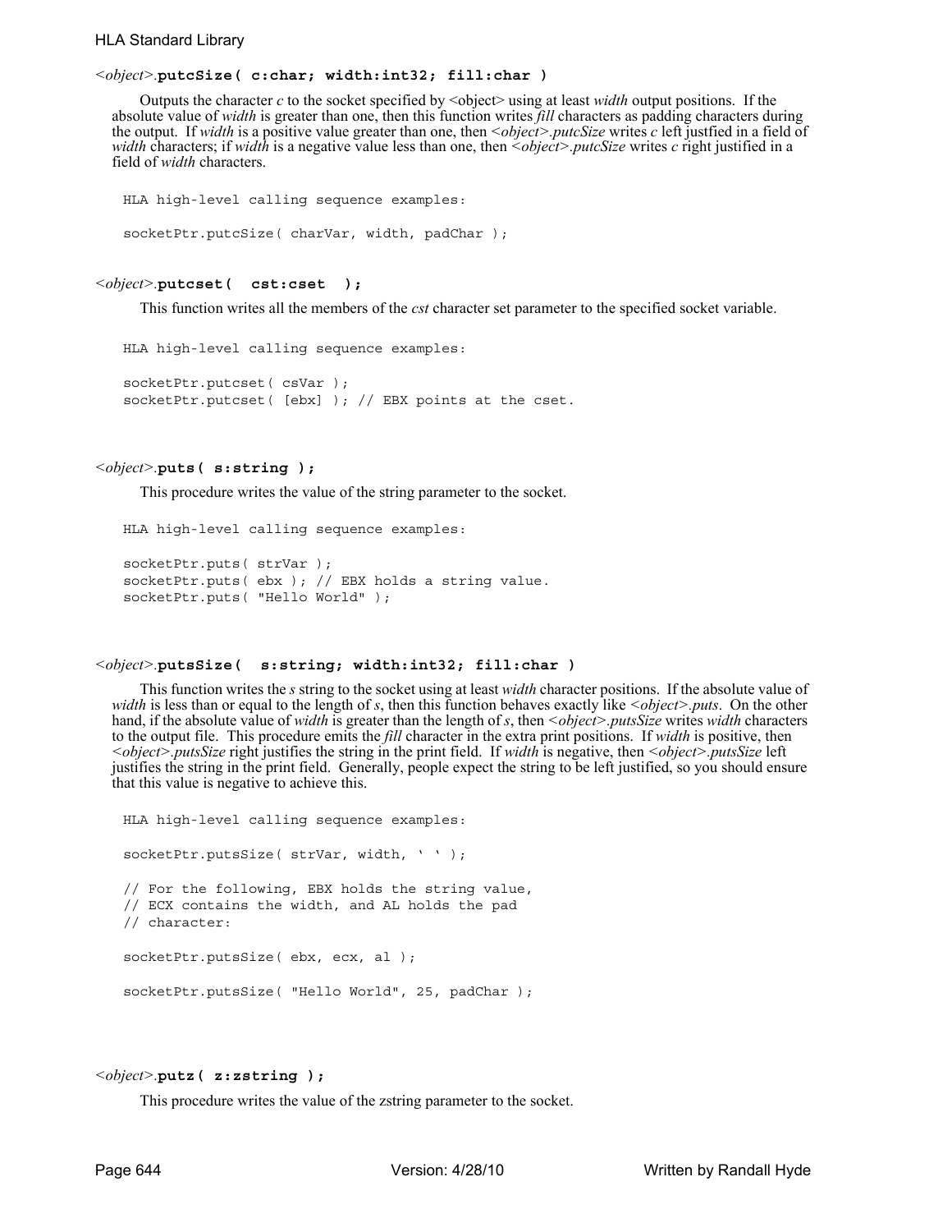*<object>*.**putcSize( c:char; width:int32; fill:char )**

Outputs the character *c* to the socket specified by <object> using at least *width* output positions. If the absolute value of *width* is greater than one, then this function writes *fill* characters as padding characters during the output. If *width* is a positive value greater than one, then *<object>.putcSize* writes *c* left justfied in a field of *width* characters; if *width* is a negative value less than one, then *<object>.putcSize* writes *c* right justified in a field of *width* characters.

```
HLA high-level calling sequence examples:

socketPtr.putcSize( charVar, width, padChar );
```

*<object>*.**putcset( cst:cset );**

This function writes all the members of the *cst* character set parameter to the specified socket variable.

```
HLA high-level calling sequence examples:

socketPtr.putcset( csVar );
socketPtr.putcset( [ebx] ); // EBX points at the cset.
```

*<object>*.**puts( s:string );**

This procedure writes the value of the string parameter to the socket.

```
HLA high-level calling sequence examples:

socketPtr.puts( strVar );
socketPtr.puts( ebx ); // EBX holds a string value.
socketPtr.puts( "Hello World" );
```

*<object>*.**putsSize( s:string; width:int32; fill:char )**

This function writes the *s* string to the socket using at least *width* character positions. If the absolute value of *width* is less than or equal to the length of *s*, then this function behaves exactly like *<object>.puts*. On the other hand, if the absolute value of *width* is greater than the length of *s*, then *<object>.putsSize* writes *width* characters to the output file. This procedure emits the *fill* character in the extra print positions. If *width* is positive, then *<object>.putsSize* right justifies the string in the print field. If *width* is negative, then *<object>.putsSize* left justifies the string in the print field. Generally, people expect the string to be left justified, so you should ensure that this value is negative to achieve this.

```
HLA high-level calling sequence examples:

socketPtr.putsSize( strVar, width, ' ' );

// For the following, EBX holds the string value,
// ECX contains the width, and AL holds the pad
// character:

socketPtr.putsSize( ebx, ecx, al );

socketPtr.putsSize( "Hello World", 25, padChar );
```

*<object>*.**putz( z:zstring );**

This procedure writes the value of the zstring parameter to the socket.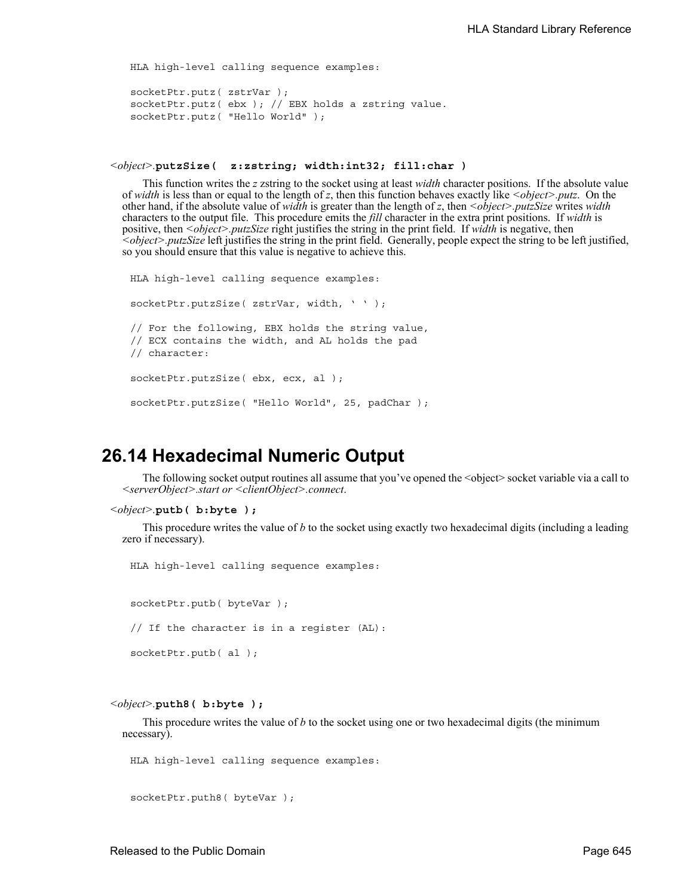```
HLA high-level calling sequence examples:

socketPtr.putz( zstrVar );
socketPtr.putz( ebx ); // EBX holds a zstring value.
socketPtr.putz( "Hello World" );
```

*<object>*.**putzSize( z:zstring; width:int32; fill:char )**

This function writes the *z* zstring to the socket using at least *width* character positions. If the absolute value of *width* is less than or equal to the length of *z*, then this function behaves exactly like *<object>.putz*. On the other hand, if the absolute value of *width* is greater than the length of *z*, then *<object>.putzSize* writes *width* characters to the output file. This procedure emits the *fill* character in the extra print positions. If *width* is positive, then *<object>.putzSize* right justifies the string in the print field. If *width* is negative, then *<object>.putzSize* left justifies the string in the print field. Generally, people expect the string to be left justified, so you should ensure that this value is negative to achieve this.

```
HLA high-level calling sequence examples:

socketPtr.putzSize( zstrVar, width, ' ' );

// For the following, EBX holds the string value,
// ECX contains the width, and AL holds the pad
// character:

socketPtr.putzSize( ebx, ecx, al );

socketPtr.putzSize( "Hello World", 25, padChar );
```

## 26.14 Hexadecimal Numeric Output

The following socket output routines all assume that you've opened the <object> socket variable via a call to *<serverObject>.start or <clientObject>.connect*.

*<object>*.**putb( b:byte );**

This procedure writes the value of *b* to the socket using exactly two hexadecimal digits (including a leading zero if necessary).

```
HLA high-level calling sequence examples:


socketPtr.putb( byteVar );

// If the character is in a register (AL):

socketPtr.putb( al );
```

*<object>*.**puth8( b:byte );**

This procedure writes the value of *b* to the socket using one or two hexadecimal digits (the minimum necessary).

```
HLA high-level calling sequence examples:


socketPtr.puth8( byteVar );
```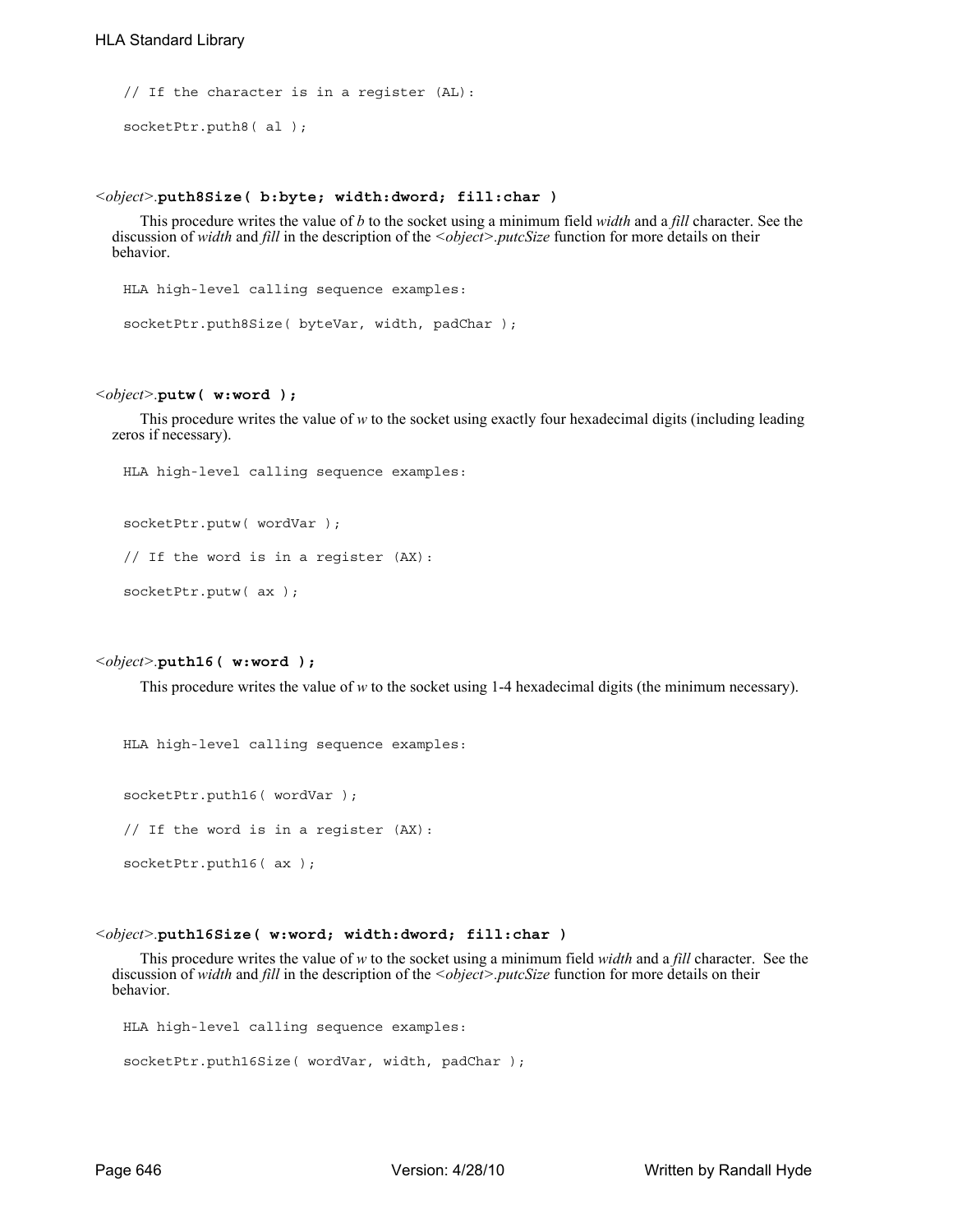```
// If the character is in a register (AL):

socketPtr.puth8( al );
```

*<object>*.**puth8Size( b:byte; width:dword; fill:char )**

This procedure writes the value of *b* to the socket using a minimum field *width* and a *fill* character. See the discussion of *width* and *fill* in the description of the *<object>.putcSize* function for more details on their behavior.

```
HLA high-level calling sequence examples:

socketPtr.puth8Size( byteVar, width, padChar );
```

*<object>*.**putw( w:word );**

This procedure writes the value of *w* to the socket using exactly four hexadecimal digits (including leading zeros if necessary).

```
HLA high-level calling sequence examples:

socketPtr.putw( wordVar );

// If the word is in a register (AX):

socketPtr.putw( ax );
```

*<object>*.**puth16( w:word );**

This procedure writes the value of *w* to the socket using 1-4 hexadecimal digits (the minimum necessary).

```
HLA high-level calling sequence examples:

socketPtr.puth16( wordVar );

// If the word is in a register (AX):

socketPtr.puth16( ax );
```

*<object>*.**puth16Size( w:word; width:dword; fill:char )**

This procedure writes the value of *w* to the socket using a minimum field *width* and a *fill* character. See the discussion of *width* and *fill* in the description of the *<object>.putcSize* function for more details on their behavior.

```
HLA high-level calling sequence examples:

socketPtr.puth16Size( wordVar, width, padChar );
```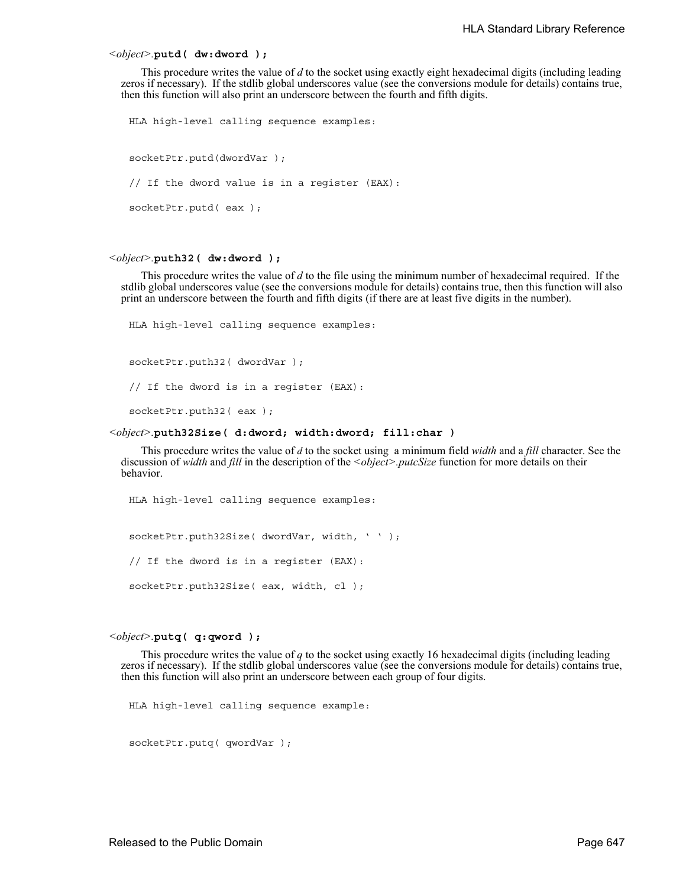*<object>*.**putd( dw:dword );**

This procedure writes the value of *d* to the socket using exactly eight hexadecimal digits (including leading zeros if necessary). If the stdlib global underscores value (see the conversions module for details) contains true, then this function will also print an underscore between the fourth and fifth digits.

```
HLA high-level calling sequence examples:


socketPtr.putd(dwordVar );

// If the dword value is in a register (EAX):

socketPtr.putd( eax );
```

*<object>*.**puth32( dw:dword );**

This procedure writes the value of *d* to the file using the minimum number of hexadecimal required. If the stdlib global underscores value (see the conversions module for details) contains true, then this function will also print an underscore between the fourth and fifth digits (if there are at least five digits in the number).

```
HLA high-level calling sequence examples:


socketPtr.puth32( dwordVar );

// If the dword is in a register (EAX):

socketPtr.puth32( eax );
```

*<object>*.**puth32Size( d:dword; width:dword; fill:char )**

This procedure writes the value of *d* to the socket using a minimum field *width* and a *fill* character. See the discussion of *width* and *fill* in the description of the *<object>.putcSize* function for more details on their behavior.

```
HLA high-level calling sequence examples:


socketPtr.puth32Size( dwordVar, width, ' ' );

// If the dword is in a register (EAX):

socketPtr.puth32Size( eax, width, cl );
```

*<object>*.**putq( q:qword );**

This procedure writes the value of *q* to the socket using exactly 16 hexadecimal digits (including leading zeros if necessary). If the stdlib global underscores value (see the conversions module for details) contains true, then this function will also print an underscore between each group of four digits.

```
HLA high-level calling sequence example:


socketPtr.putq( qwordVar );
```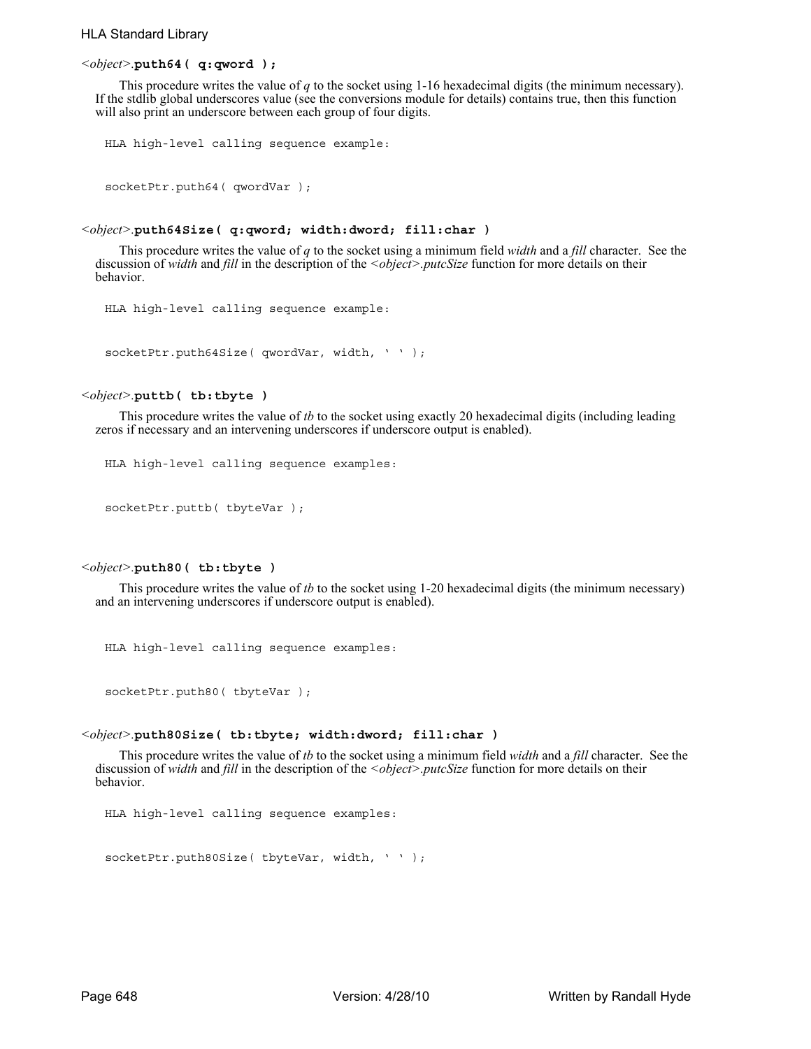*<object>*.**puth64( q:qword );**

This procedure writes the value of *q* to the socket using 1-16 hexadecimal digits (the minimum necessary). If the stdlib global underscores value (see the conversions module for details) contains true, then this function will also print an underscore between each group of four digits.

```
HLA high-level calling sequence example:

socketPtr.puth64( qwordVar );
```

*<object>*.**puth64Size( q:qword; width:dword; fill:char )**

This procedure writes the value of *q* to the socket using a minimum field *width* and a *fill* character. See the discussion of *width* and *fill* in the description of the *<object>.putcSize* function for more details on their behavior.

```
HLA high-level calling sequence example:

socketPtr.puth64Size( qwordVar, width, ' ' );
```

*<object>*.**puttb( tb:tbyte )**

This procedure writes the value of *tb* to the socket using exactly 20 hexadecimal digits (including leading zeros if necessary and an intervening underscores if underscore output is enabled).

```
HLA high-level calling sequence examples:

socketPtr.puttb( tbyteVar );
```

*<object>*.**puth80( tb:tbyte )**

This procedure writes the value of *tb* to the socket using 1-20 hexadecimal digits (the minimum necessary) and an intervening underscores if underscore output is enabled).

```
HLA high-level calling sequence examples:

socketPtr.puth80( tbyteVar );
```

*<object>*.**puth80Size( tb:tbyte; width:dword; fill:char )**

This procedure writes the value of *tb* to the socket using a minimum field *width* and a *fill* character. See the discussion of *width* and *fill* in the description of the *<object>.putcSize* function for more details on their behavior.

```
HLA high-level calling sequence examples:

socketPtr.puth80Size( tbyteVar, width, ' ' );
```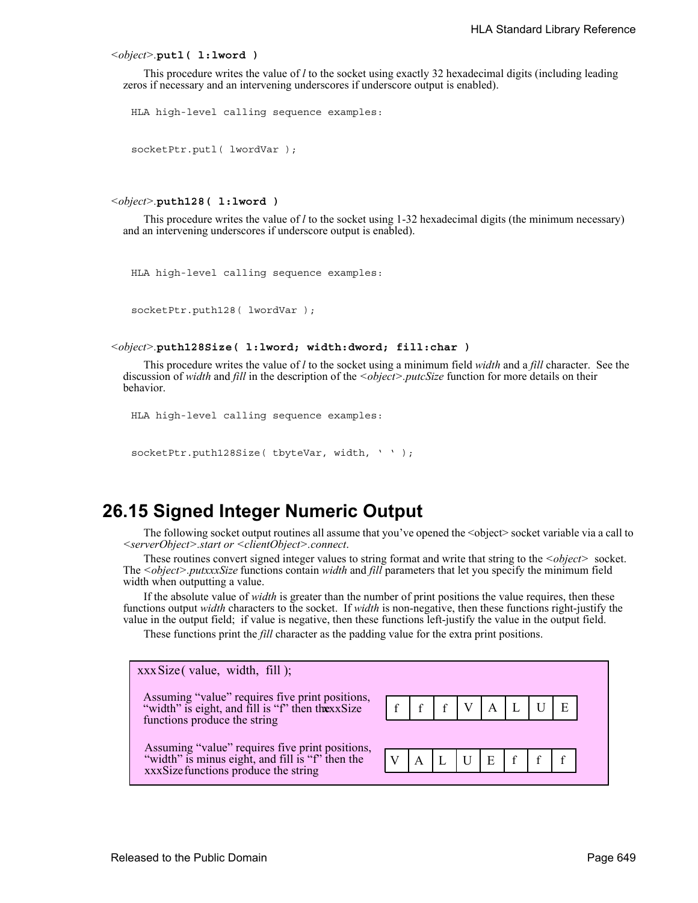*<object>*.**putl( l:lword )**

This procedure writes the value of *l* to the socket using exactly 32 hexadecimal digits (including leading zeros if necessary and an intervening underscores if underscore output is enabled).

```
HLA high-level calling sequence examples:

socketPtr.putl( lwordVar );
```

*<object>*.**puth128( l:lword )**

This procedure writes the value of *l* to the socket using 1-32 hexadecimal digits (the minimum necessary) and an intervening underscores if underscore output is enabled).

```
HLA high-level calling sequence examples:

socketPtr.puth128( lwordVar );
```

*<object>*.**puth128Size( l:lword; width:dword; fill:char )**

This procedure writes the value of *l* to the socket using a minimum field *width* and a *fill* character. See the discussion of *width* and *fill* in the description of the *<object>.putcSize* function for more details on their behavior.

```
HLA high-level calling sequence examples:

socketPtr.puth128Size( tbyteVar, width, ' ' );
```

## 26.15 Signed Integer Numeric Output

The following socket output routines all assume that you've opened the <object> socket variable via a call to *<serverObject>.start or <clientObject>.connect*.

These routines convert signed integer values to string format and write that string to the *<object>* socket. The *<object>.putxxxSize* functions contain *width* and *fill* parameters that let you specify the minimum field width when outputting a value.

If the absolute value of *width* is greater than the number of print positions the value requires, then these functions output *width* characters to the socket. If *width* is non-negative, then these functions right-justify the value in the output field; if value is negative, then these functions left-justify the value in the output field.

These functions print the *fill* character as the padding value for the extra print positions.

xxxSize( value, width, fill );

Assuming "value" requires five print positions, "width" is eight, and fill is "f" then the xxxSize functions produce the string

| | | | | | | | |
|---|---|---|---|---|---|---|---|
| f | f | f | V | A | L | U | E |

Assuming "value" requires five print positions, "width" is minus eight, and fill is "f" then the xxxSize functions produce the string

| | | | | | | | |
|---|---|---|---|---|---|---|---|
| V | A | L | U | E | f | f | f |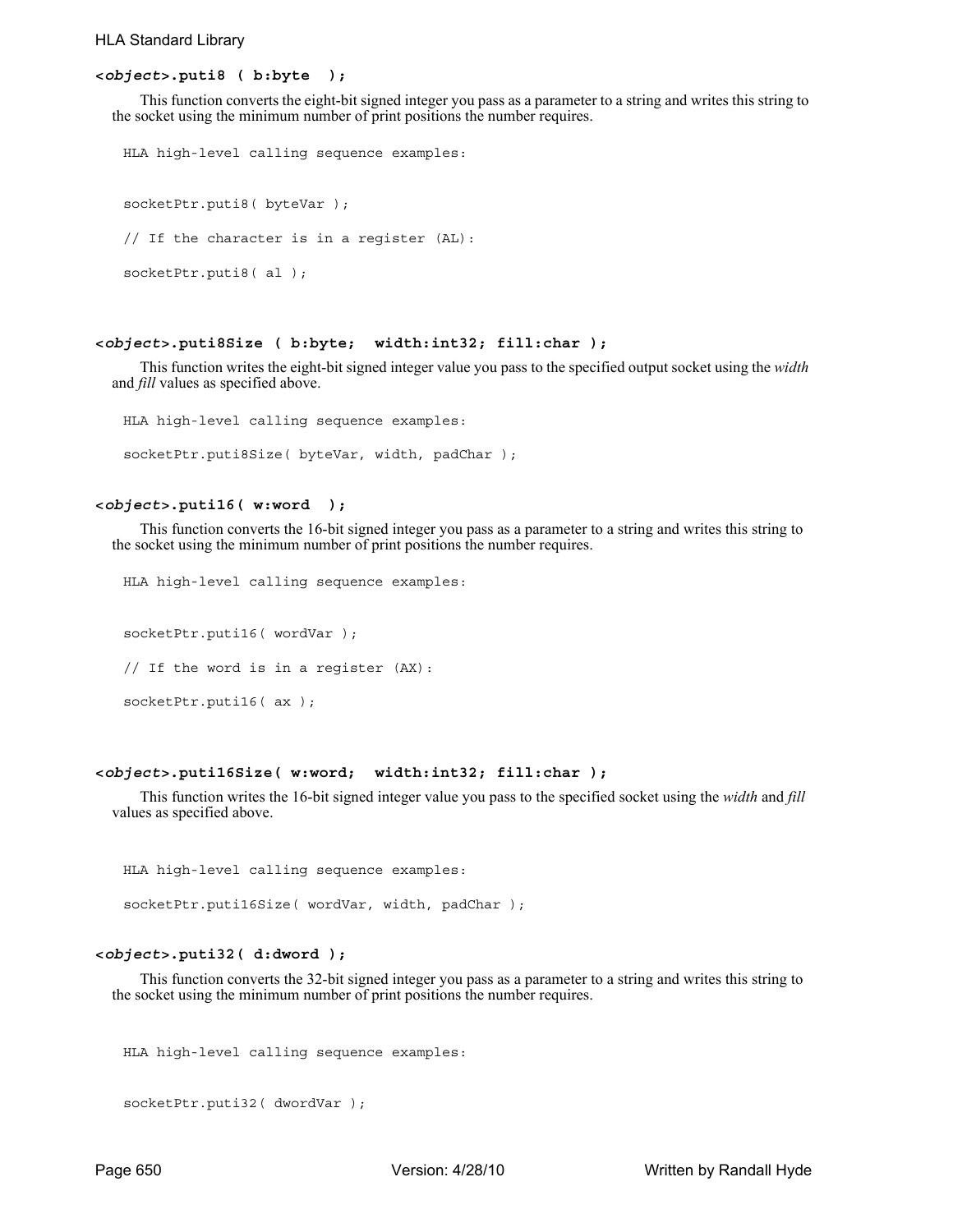#### **<*object*>.puti8 ( b:byte );**

This function converts the eight-bit signed integer you pass as a parameter to a string and writes this string to the socket using the minimum number of print positions the number requires.

```
HLA high-level calling sequence examples:


socketPtr.puti8( byteVar );

// If the character is in a register (AL):

socketPtr.puti8( al );
```

#### **<*object*>.puti8Size ( b:byte; width:int32; fill:char );**

This function writes the eight-bit signed integer value you pass to the specified output socket using the *width* and *fill* values as specified above.

```
HLA high-level calling sequence examples:

socketPtr.puti8Size( byteVar, width, padChar );
```

#### **<*object*>.puti16( w:word );**

This function converts the 16-bit signed integer you pass as a parameter to a string and writes this string to the socket using the minimum number of print positions the number requires.

```
HLA high-level calling sequence examples:


socketPtr.puti16( wordVar );

// If the word is in a register (AX):

socketPtr.puti16( ax );
```

#### **<*object*>.puti16Size( w:word; width:int32; fill:char );**

This function writes the 16-bit signed integer value you pass to the specified socket using the *width* and *fill* values as specified above.

```
HLA high-level calling sequence examples:

socketPtr.puti16Size( wordVar, width, padChar );
```

#### **<*object*>.puti32( d:dword );**

This function converts the 32-bit signed integer you pass as a parameter to a string and writes this string to the socket using the minimum number of print positions the number requires.

```
HLA high-level calling sequence examples:


socketPtr.puti32( dwordVar );
```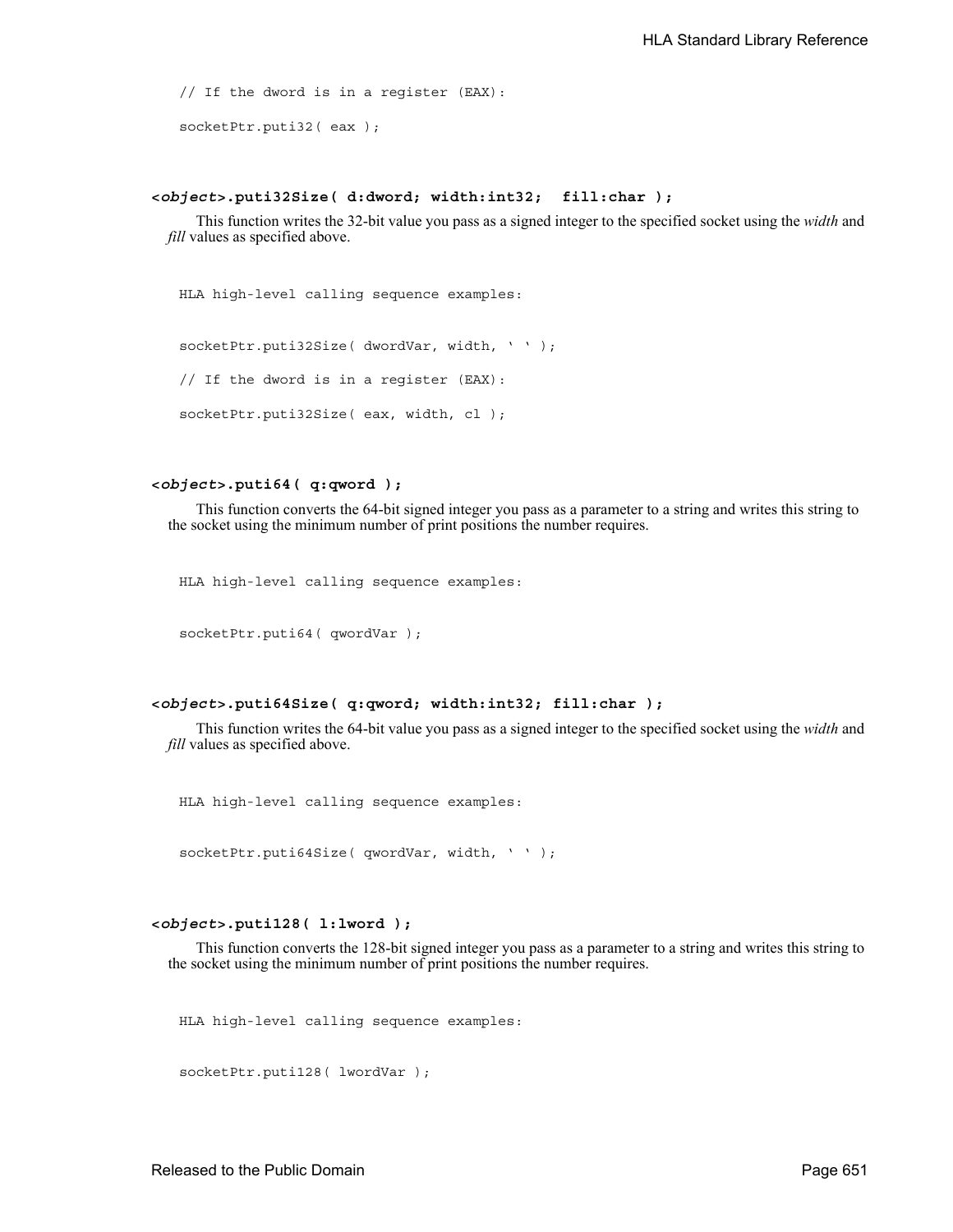```
// If the dword is in a register (EAX):

socketPtr.puti32( eax );
```

### <*object*>.puti32Size( d:dword; width:int32;  fill:char );

This function writes the 32-bit value you pass as a signed integer to the specified socket using the *width* and *fill* values as specified above.

```
HLA high-level calling sequence examples:

socketPtr.puti32Size( dwordVar, width, ' ' );

// If the dword is in a register (EAX):

socketPtr.puti32Size( eax, width, cl );
```

### <*object*>.puti64( q:qword );

This function converts the 64-bit signed integer you pass as a parameter to a string and writes this string to the socket using the minimum number of print positions the number requires.

```
HLA high-level calling sequence examples:

socketPtr.puti64( qwordVar );
```

### <*object*>.puti64Size( q:qword; width:int32; fill:char );

This function writes the 64-bit value you pass as a signed integer to the specified socket using the *width* and *fill* values as specified above.

```
HLA high-level calling sequence examples:

socketPtr.puti64Size( qwordVar, width, ' ' );
```

### <*object*>.puti128( l:lword );

This function converts the 128-bit signed integer you pass as a parameter to a string and writes this string to the socket using the minimum number of print positions the number requires.

```
HLA high-level calling sequence examples:

socketPtr.puti128( lwordVar );
```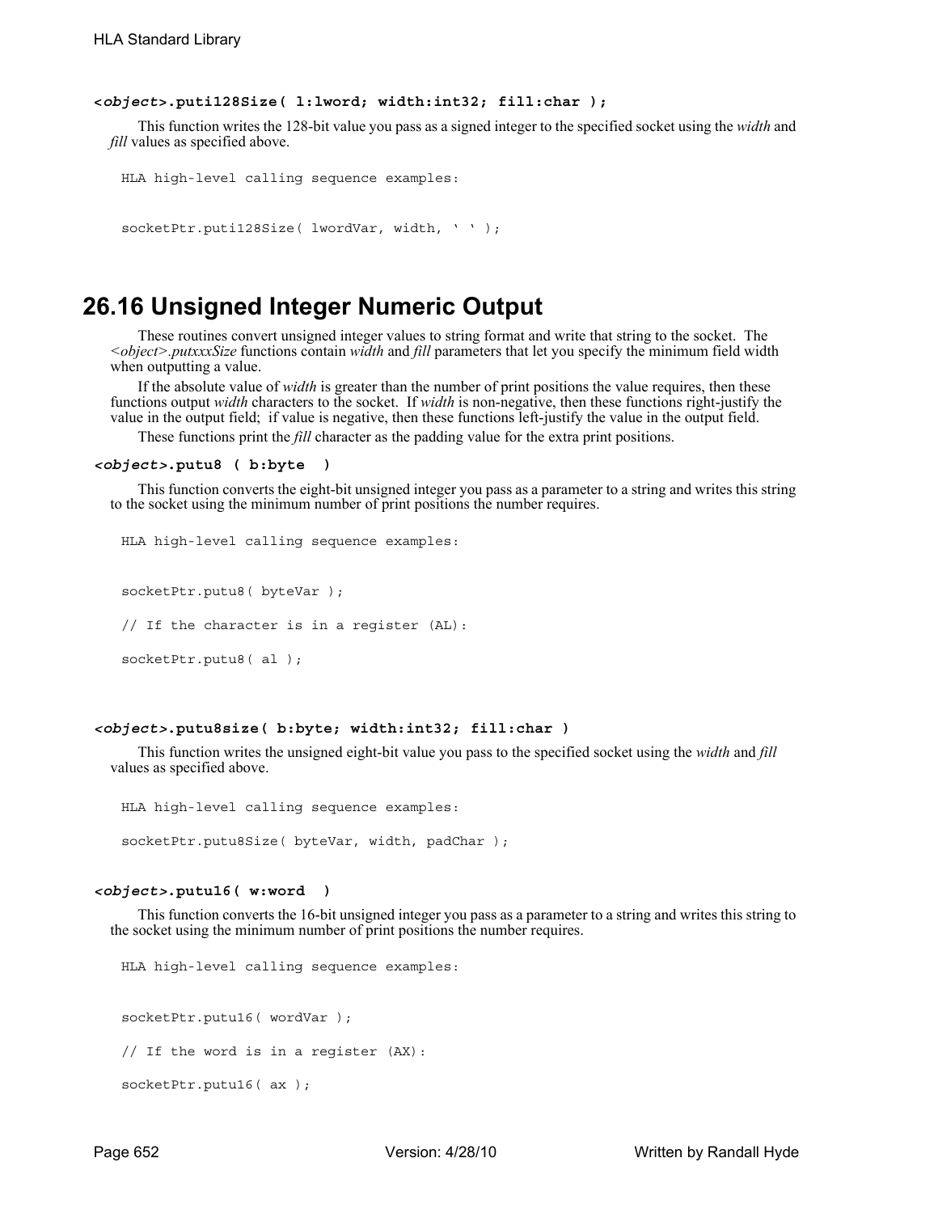**<*object*>.puti128Size( l:lword; width:int32; fill:char );**

This function writes the 128-bit value you pass as a signed integer to the specified socket using the *width* and *fill* values as specified above.

```
HLA high-level calling sequence examples:


socketPtr.puti128Size( lwordVar, width, ' ' );
```

## 26.16 Unsigned Integer Numeric Output

These routines convert unsigned integer values to string format and write that string to the socket. The *<object>.putxxxSize* functions contain *width* and *fill* parameters that let you specify the minimum field width when outputting a value.

If the absolute value of *width* is greater than the number of print positions the value requires, then these functions output *width* characters to the socket. If *width* is non-negative, then these functions right-justify the value in the output field; if value is negative, then these functions left-justify the value in the output field.

These functions print the *fill* character as the padding value for the extra print positions.

**<*object*>.putu8 ( b:byte )**

This function converts the eight-bit unsigned integer you pass as a parameter to a string and writes this string to the socket using the minimum number of print positions the number requires.

```
HLA high-level calling sequence examples:


socketPtr.putu8( byteVar );

// If the character is in a register (AL):

socketPtr.putu8( al );
```

**<*object*>.putu8size( b:byte; width:int32; fill:char )**

This function writes the unsigned eight-bit value you pass to the specified socket using the *width* and *fill* values as specified above.

```
HLA high-level calling sequence examples:

socketPtr.putu8Size( byteVar, width, padChar );
```

**<*object*>.putu16( w:word )**

This function converts the 16-bit unsigned integer you pass as a parameter to a string and writes this string to the socket using the minimum number of print positions the number requires.

```
HLA high-level calling sequence examples:


socketPtr.putu16( wordVar );

// If the word is in a register (AX):

socketPtr.putu16( ax );
```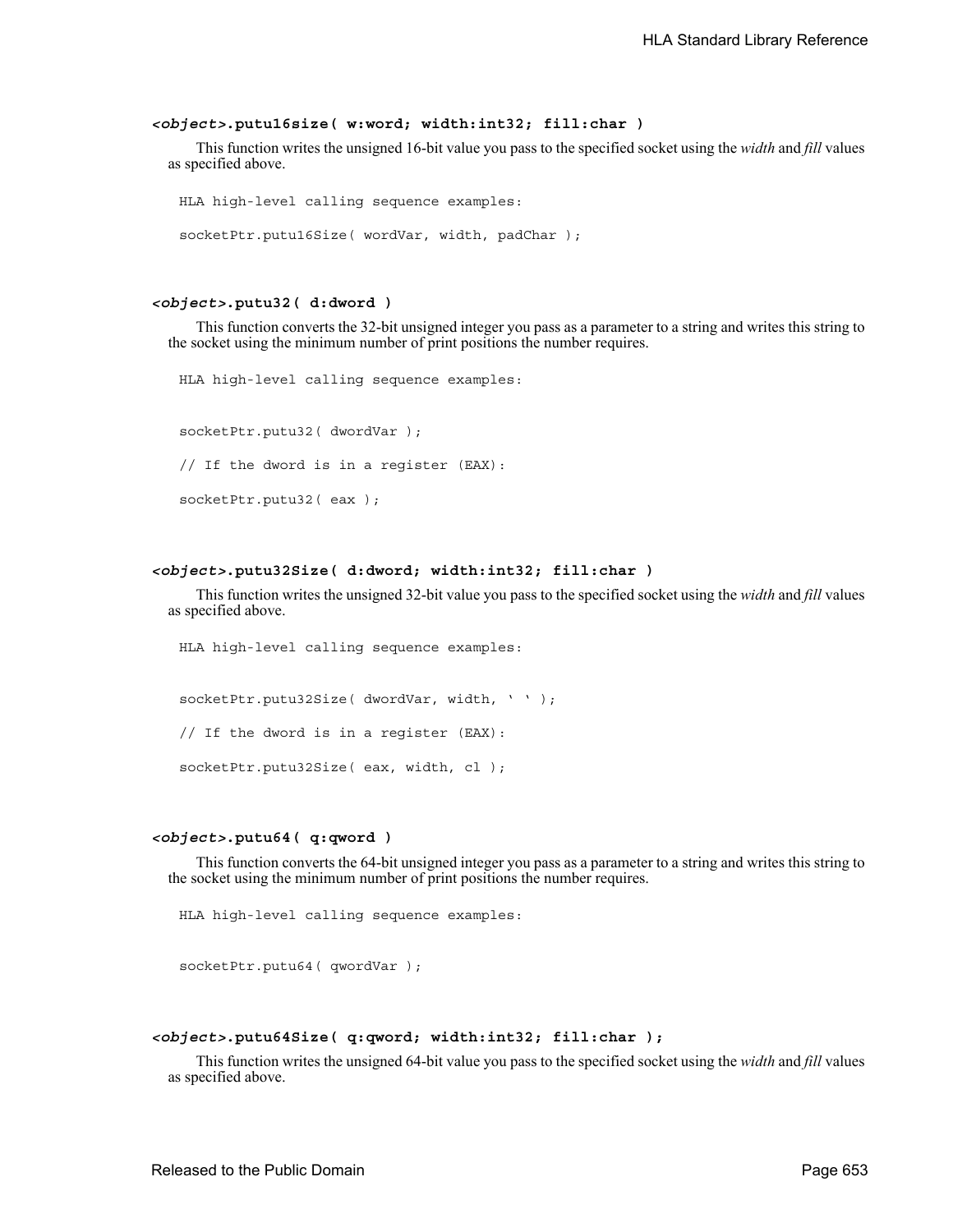#### *<object>*.putu16size( w:word; width:int32; fill:char )

This function writes the unsigned 16-bit value you pass to the specified socket using the *width* and *fill* values as specified above.

```
HLA high-level calling sequence examples:

socketPtr.putu16Size( wordVar, width, padChar );
```

#### *<object>*.putu32( d:dword )

This function converts the 32-bit unsigned integer you pass as a parameter to a string and writes this string to the socket using the minimum number of print positions the number requires.

```
HLA high-level calling sequence examples:


socketPtr.putu32( dwordVar );

// If the dword is in a register (EAX):

socketPtr.putu32( eax );
```

#### *<object>*.putu32Size( d:dword; width:int32; fill:char )

This function writes the unsigned 32-bit value you pass to the specified socket using the *width* and *fill* values as specified above.

```
HLA high-level calling sequence examples:


socketPtr.putu32Size( dwordVar, width, ' ' );

// If the dword is in a register (EAX):

socketPtr.putu32Size( eax, width, cl );
```

#### *<object>*.putu64( q:qword )

This function converts the 64-bit unsigned integer you pass as a parameter to a string and writes this string to the socket using the minimum number of print positions the number requires.

```
HLA high-level calling sequence examples:


socketPtr.putu64( qwordVar );
```

#### *<object>*.putu64Size( q:qword; width:int32; fill:char );

This function writes the unsigned 64-bit value you pass to the specified socket using the *width* and *fill* values as specified above.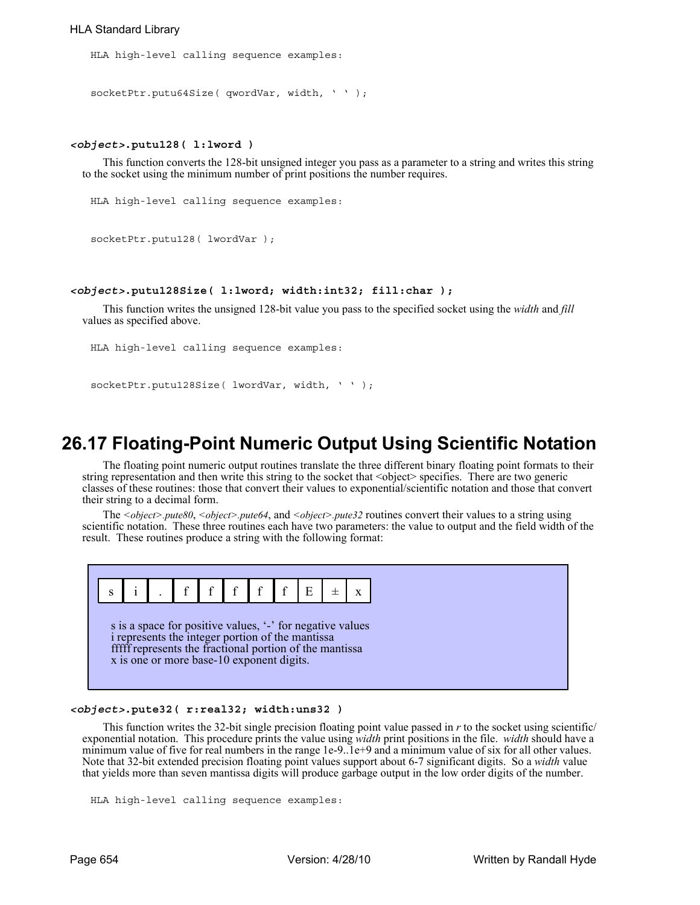```
HLA high-level calling sequence examples:

socketPtr.putu64Size( qwordVar, width, ' ' );
```

***<object>*.putu128( l:lword )**

This function converts the 128-bit unsigned integer you pass as a parameter to a string and writes this string to the socket using the minimum number of print positions the number requires.

```
HLA high-level calling sequence examples:

socketPtr.putu128( lwordVar );
```

***<object>*.putu128Size( l:lword; width:int32; fill:char );**

This function writes the unsigned 128-bit value you pass to the specified socket using the *width* and *fill* values as specified above.

```
HLA high-level calling sequence examples:

socketPtr.putu128Size( lwordVar, width, ' ' );
```

## 26.17 Floating-Point Numeric Output Using Scientific Notation

The floating point numeric output routines translate the three different binary floating point formats to their string representation and then write this string to the socket that <object> specifies. There are two generic classes of these routines: those that convert their values to exponential/scientific notation and those that convert their string to a decimal form.

The *<object>.pute80*, *<object>.pute64*, and *<object>.pute32* routines convert their values to a string using scientific notation. These three routines each have two parameters: the value to output and the field width of the result. These routines produce a string with the following format:

| | | | | | | | | | | |
|---|---|---|---|---|---|---|---|---|---|---|
| s | i | . | f | f | f | f | f | E | ± | x |

s is a space for positive values, '-' for negative values
i represents the integer portion of the mantissa
fffff represents the fractional portion of the mantissa
x is one or more base-10 exponent digits.

***<object>*.pute32( r:real32; width:uns32 )**

This function writes the 32-bit single precision floating point value passed in *r* to the socket using scientific/exponential notation. This procedure prints the value using *width* print positions in the file. *width* should have a minimum value of five for real numbers in the range 1e-9..1e+9 and a minimum value of six for all other values. Note that 32-bit extended precision floating point values support about 6-7 significant digits. So a *width* value that yields more than seven mantissa digits will produce garbage output in the low order digits of the number.

```
HLA high-level calling sequence examples:
```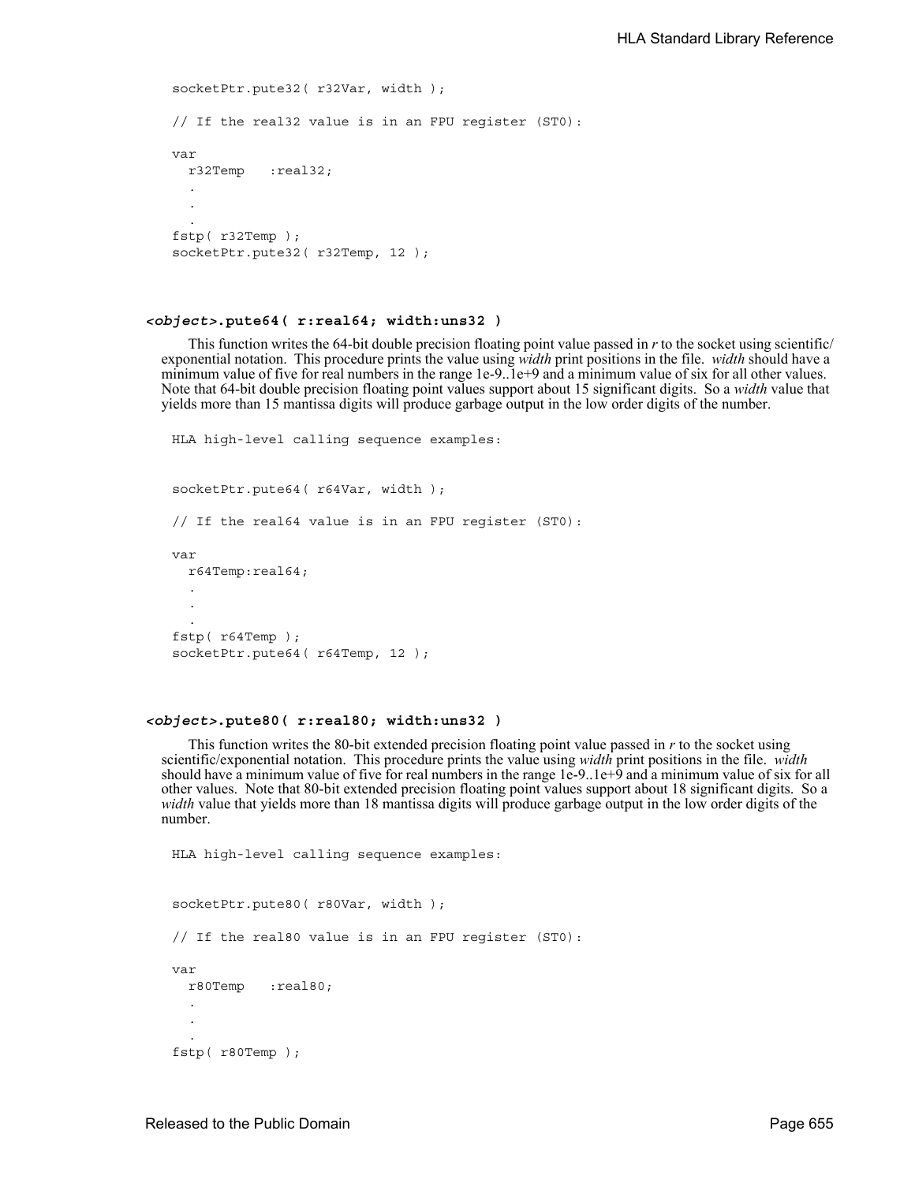```
socketPtr.pute32( r32Var, width );

// If the real32 value is in an FPU register (ST0):

var
  r32Temp   :real32;
  .
  .
  .
fstp( r32Temp );
socketPtr.pute32( r32Temp, 12 );
```

#### *<object>*.pute64( r:real64; width:uns32 )

This function writes the 64-bit double precision floating point value passed in *r* to the socket using scientific/exponential notation. This procedure prints the value using *width* print positions in the file. *width* should have a minimum value of five for real numbers in the range 1e-9..1e+9 and a minimum value of six for all other values. Note that 64-bit double precision floating point values support about 15 significant digits. So a *width* value that yields more than 15 mantissa digits will produce garbage output in the low order digits of the number.

```
HLA high-level calling sequence examples:


socketPtr.pute64( r64Var, width );

// If the real64 value is in an FPU register (ST0):

var
  r64Temp:real64;
  .
  .
  .
fstp( r64Temp );
socketPtr.pute64( r64Temp, 12 );
```

#### *<object>*.pute80( r:real80; width:uns32 )

This function writes the 80-bit extended precision floating point value passed in *r* to the socket using scientific/exponential notation. This procedure prints the value using *width* print positions in the file. *width* should have a minimum value of five for real numbers in the range 1e-9..1e+9 and a minimum value of six for all other values. Note that 80-bit extended precision floating point values support about 18 significant digits. So a *width* value that yields more than 18 mantissa digits will produce garbage output in the low order digits of the number.

```
HLA high-level calling sequence examples:


socketPtr.pute80( r80Var, width );

// If the real80 value is in an FPU register (ST0):

var
  r80Temp   :real80;
  .
  .
  .
fstp( r80Temp );
```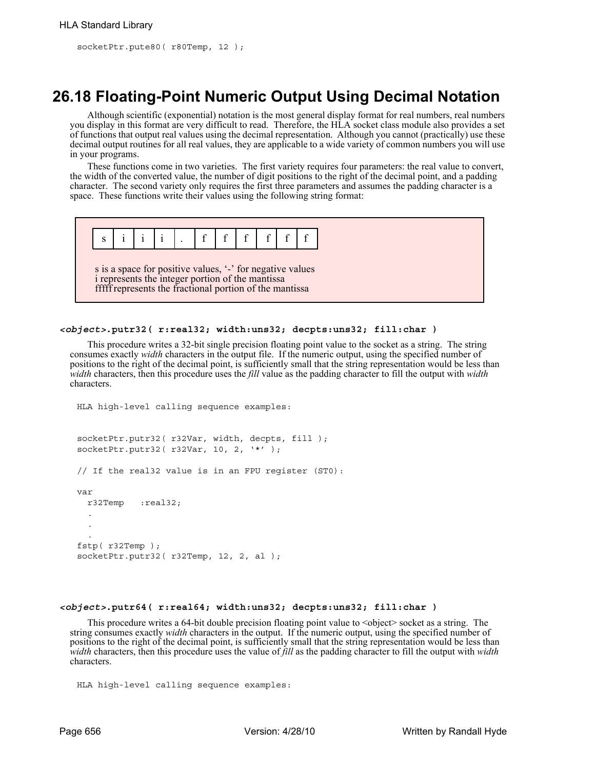```
socketPtr.pute80( r80Temp, 12 );
```

## 26.18 Floating-Point Numeric Output Using Decimal Notation

Although scientific (exponential) notation is the most general display format for real numbers, real numbers you display in this format are very difficult to read. Therefore, the HLA socket class module also provides a set of functions that output real values using the decimal representation. Although you cannot (practically) use these decimal output routines for all real values, they are applicable to a wide variety of common numbers you will use in your programs.

These functions come in two varieties. The first variety requires four parameters: the real value to convert, the width of the converted value, the number of digit positions to the right of the decimal point, and a padding character. The second variety only requires the first three parameters and assumes the padding character is a space. These functions write their values using the following string format:

| | | | | | | | | | | |
|---|---|---|---|---|---|---|---|---|---|---|
| s | i | i | i | . | f | f | f | f | f | f |

s is a space for positive values, '-' for negative values
i represents the integer portion of the mantissa
fffff represents the fractional portion of the mantissa

**<*object*>.putr32( r:real32; width:uns32; decpts:uns32; fill:char )**

This procedure writes a 32-bit single precision floating point value to the socket as a string. The string consumes exactly *width* characters in the output file. If the numeric output, using the specified number of positions to the right of the decimal point, is sufficiently small that the string representation would be less than *width* characters, then this procedure uses the *fill* value as the padding character to fill the output with *width* characters.

```
HLA high-level calling sequence examples:


socketPtr.putr32( r32Var, width, decpts, fill );
socketPtr.putr32( r32Var, 10, 2, '*' );

// If the real32 value is in an FPU register (ST0):

var
  r32Temp   :real32;
  .
  .
  .
fstp( r32Temp );
socketPtr.putr32( r32Temp, 12, 2, al );
```

**<*object*>.putr64( r:real64; width:uns32; decpts:uns32; fill:char )**

This procedure writes a 64-bit double precision floating point value to <object> socket as a string. The string consumes exactly *width* characters in the output. If the numeric output, using the specified number of positions to the right of the decimal point, is sufficiently small that the string representation would be less than *width* characters, then this procedure uses the value of *fill* as the padding character to fill the output with *width* characters.

```
HLA high-level calling sequence examples:
```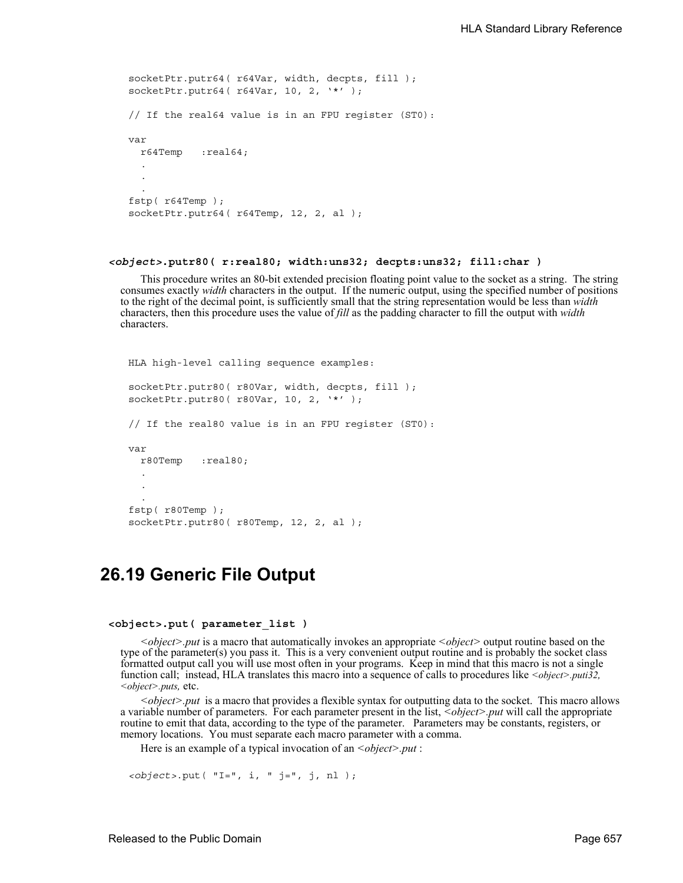```
socketPtr.putr64( r64Var, width, decpts, fill );
socketPtr.putr64( r64Var, 10, 2, '*' );

// If the real64 value is in an FPU register (ST0):

var
  r64Temp   :real64;
  .
  .
  .
fstp( r64Temp );
socketPtr.putr64( r64Temp, 12, 2, al );
```

***<object>*.putr80( r:real80; width:uns32; decpts:uns32; fill:char )**

This procedure writes an 80-bit extended precision floating point value to the socket as a string. The string consumes exactly *width* characters in the output. If the numeric output, using the specified number of positions to the right of the decimal point, is sufficiently small that the string representation would be less than *width* characters, then this procedure uses the value of *fill* as the padding character to fill the output with *width* characters.

```
HLA high-level calling sequence examples:

socketPtr.putr80( r80Var, width, decpts, fill );
socketPtr.putr80( r80Var, 10, 2, '*' );

// If the real80 value is in an FPU register (ST0):

var
  r80Temp   :real80;
  .
  .
  .
fstp( r80Temp );
socketPtr.putr80( r80Temp, 12, 2, al );
```

## 26.19 Generic File Output

**<object>.put( parameter_list )**

*<object>.put* is a macro that automatically invokes an appropriate *<object>* output routine based on the type of the parameter(s) you pass it. This is a very convenient output routine and is probably the socket class formatted output call you will use most often in your programs. Keep in mind that this macro is not a single function call; instead, HLA translates this macro into a sequence of calls to procedures like *<object>.puti32*, *<object>.puts,* etc.

*<object>.put* is a macro that provides a flexible syntax for outputting data to the socket. This macro allows a variable number of parameters. For each parameter present in the list, *<object>.put* will call the appropriate routine to emit that data, according to the type of the parameter. Parameters may be constants, registers, or memory locations. You must separate each macro parameter with a comma.

Here is an example of a typical invocation of an *<object>.put* :

```
<object>.put( "I=", i, " j=", j, nl );
```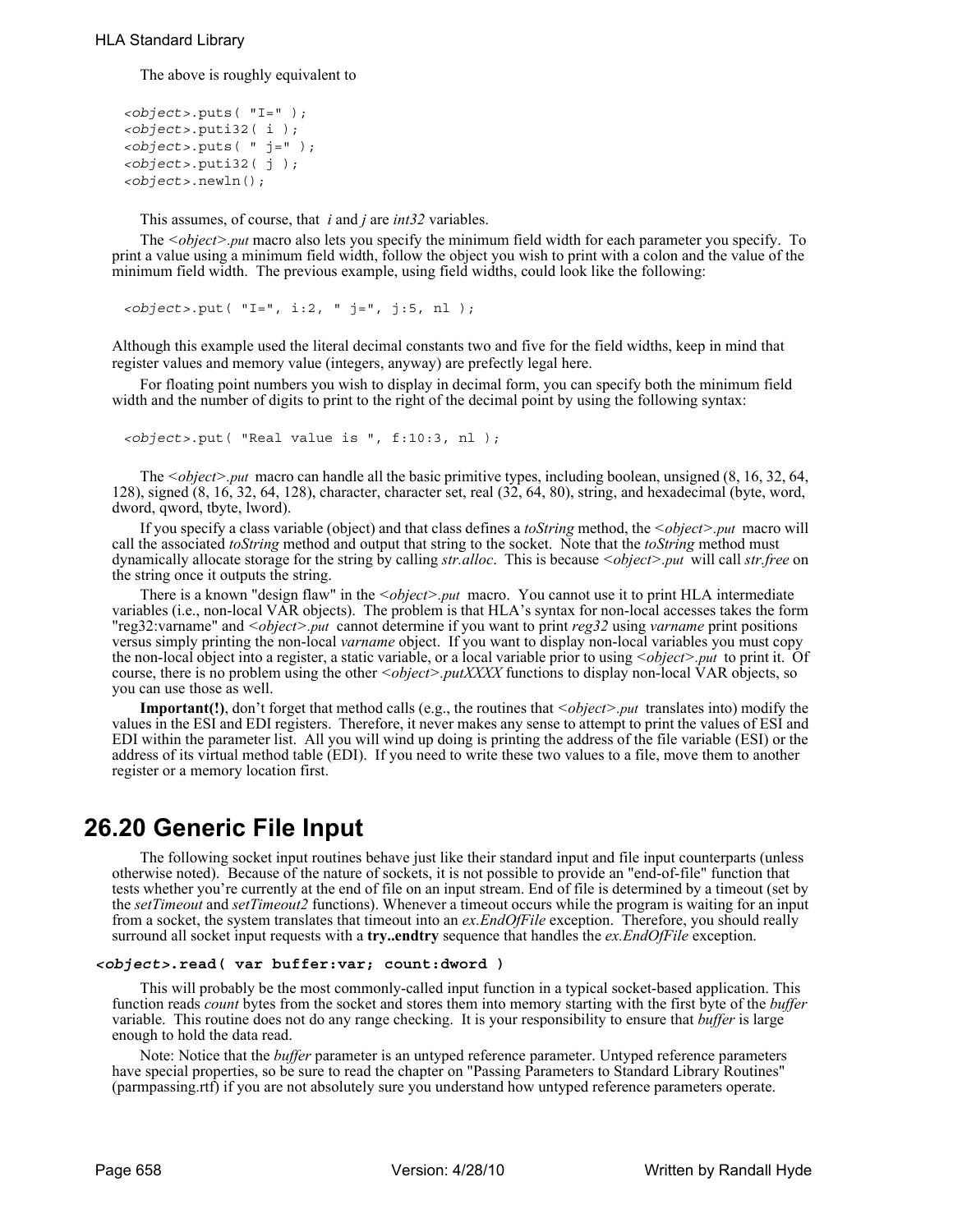The above is roughly equivalent to

```
<object>.puts( "I=" );
<object>.puti32( i );
<object>.puts( " j=" );
<object>.puti32( j );
<object>.newln();
```

This assumes, of course, that *i* and *j* are *int32* variables.

The *<object>.put* macro also lets you specify the minimum field width for each parameter you specify. To print a value using a minimum field width, follow the object you wish to print with a colon and the value of the minimum field width. The previous example, using field widths, could look like the following:

```
<object>.put( "I=", i:2, " j=", j:5, nl );
```

Although this example used the literal decimal constants two and five for the field widths, keep in mind that register values and memory value (integers, anyway) are prefectly legal here.

For floating point numbers you wish to display in decimal form, you can specify both the minimum field width and the number of digits to print to the right of the decimal point by using the following syntax:

```
<object>.put( "Real value is ", f:10:3, nl );
```

The *<object>.put* macro can handle all the basic primitive types, including boolean, unsigned (8, 16, 32, 64, 128), signed (8, 16, 32, 64, 128), character, character set, real (32, 64, 80), string, and hexadecimal (byte, word, dword, qword, tbyte, lword).

If you specify a class variable (object) and that class defines a *toString* method, the *<object>.put* macro will call the associated *toString* method and output that string to the socket. Note that the *toString* method must dynamically allocate storage for the string by calling *str.alloc*. This is because *<object>.put* will call *str.free* on the string once it outputs the string.

There is a known "design flaw" in the *<object>.put* macro. You cannot use it to print HLA intermediate variables (i.e., non-local VAR objects). The problem is that HLA's syntax for non-local accesses takes the form "reg32:varname" and *<object>.put* cannot determine if you want to print *reg32* using *varname* print positions versus simply printing the non-local *varname* object. If you want to display non-local variables you must copy the non-local object into a register, a static variable, or a local variable prior to using *<object>.put* to print it. Of course, there is no problem using the other *<object>.putXXXX* functions to display non-local VAR objects, so you can use those as well.

**Important(!)**, don't forget that method calls (e.g., the routines that *<object>.put* translates into) modify the values in the ESI and EDI registers. Therefore, it never makes any sense to attempt to print the values of ESI and EDI within the parameter list. All you will wind up doing is printing the address of the file variable (ESI) or the address of its virtual method table (EDI). If you need to write these two values to a file, move them to another register or a memory location first.

# 26.20 Generic File Input

The following socket input routines behave just like their standard input and file input counterparts (unless otherwise noted). Because of the nature of sockets, it is not possible to provide an "end-of-file" function that tests whether you're currently at the end of file on an input stream. End of file is determined by a timeout (set by the *setTimeout* and *setTimeout2* functions). Whenever a timeout occurs while the program is waiting for an input from a socket, the system translates that timeout into an *ex.EndOfFile* exception. Therefore, you should really surround all socket input requests with a **try..endtry** sequence that handles the *ex.EndOfFile* exception.

**`<object>.read( var buffer:var; count:dword )`**

This will probably be the most commonly-called input function in a typical socket-based application. This function reads *count* bytes from the socket and stores them into memory starting with the first byte of the *buffer* variable. This routine does not do any range checking. It is your responsibility to ensure that *buffer* is large enough to hold the data read.

Note: Notice that the *buffer* parameter is an untyped reference parameter. Untyped reference parameters have special properties, so be sure to read the chapter on "Passing Parameters to Standard Library Routines" (parmpassing.rtf) if you are not absolutely sure you understand how untyped reference parameters operate.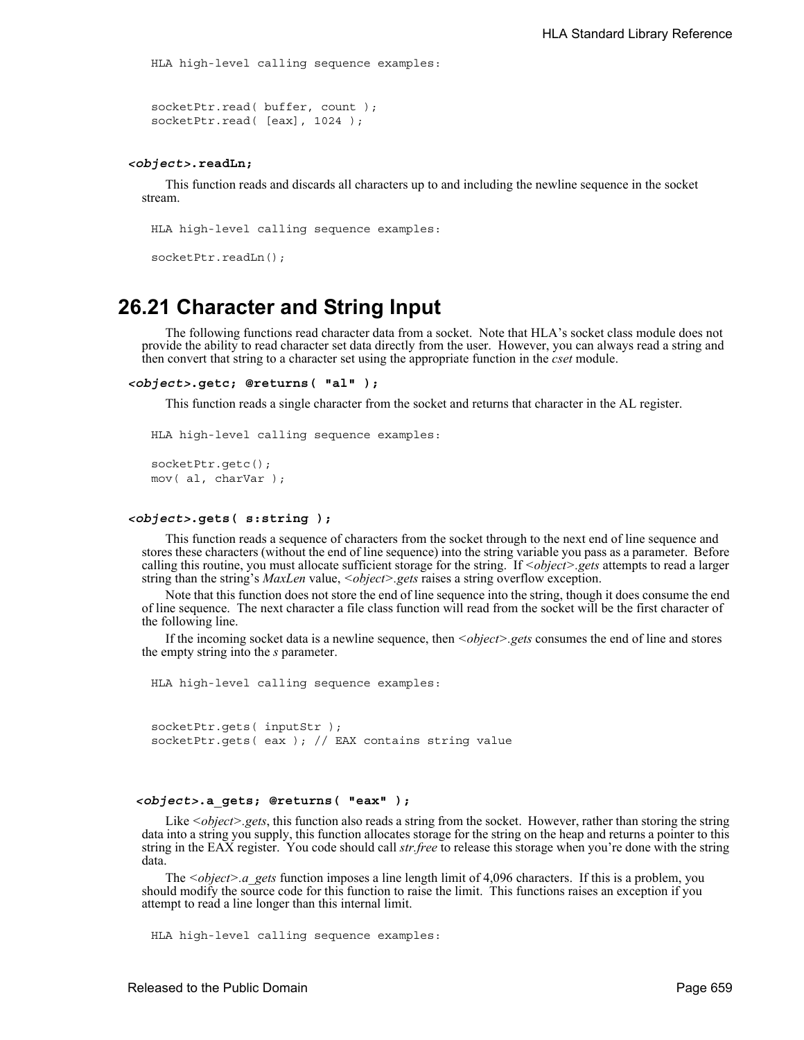```
HLA high-level calling sequence examples:


socketPtr.read( buffer, count );
socketPtr.read( [eax], 1024 );
```

**_<object>_.readLn;**

This function reads and discards all characters up to and including the newline sequence in the socket stream.

```
HLA high-level calling sequence examples:

socketPtr.readLn();
```

## 26.21 Character and String Input

The following functions read character data from a socket. Note that HLA's socket class module does not provide the ability to read character set data directly from the user. However, you can always read a string and then convert that string to a character set using the appropriate function in the *cset* module.

**_<object>_.getc; @returns( "al" );**

This function reads a single character from the socket and returns that character in the AL register.

```
HLA high-level calling sequence examples:

socketPtr.getc();
mov( al, charVar );
```

**_<object>_.gets( s:string );**

This function reads a sequence of characters from the socket through to the next end of line sequence and stores these characters (without the end of line sequence) into the string variable you pass as a parameter. Before calling this routine, you must allocate sufficient storage for the string. If *<object>.gets* attempts to read a larger string than the string's *MaxLen* value, *<object>.gets* raises a string overflow exception.

Note that this function does not store the end of line sequence into the string, though it does consume the end of line sequence. The next character a file class function will read from the socket will be the first character of the following line.

If the incoming socket data is a newline sequence, then *<object>.gets* consumes the end of line and stores the empty string into the *s* parameter.

```
HLA high-level calling sequence examples:


socketPtr.gets( inputStr );
socketPtr.gets( eax ); // EAX contains string value
```

**_<object>_.a_gets; @returns( "eax" );**

Like *<object>.gets*, this function also reads a string from the socket. However, rather than storing the string data into a string you supply, this function allocates storage for the string on the heap and returns a pointer to this string in the EAX register. You code should call *str.free* to release this storage when you're done with the string data.

The *<object>.a_gets* function imposes a line length limit of 4,096 characters. If this is a problem, you should modify the source code for this function to raise the limit. This functions raises an exception if you attempt to read a line longer than this internal limit.

```
HLA high-level calling sequence examples:
```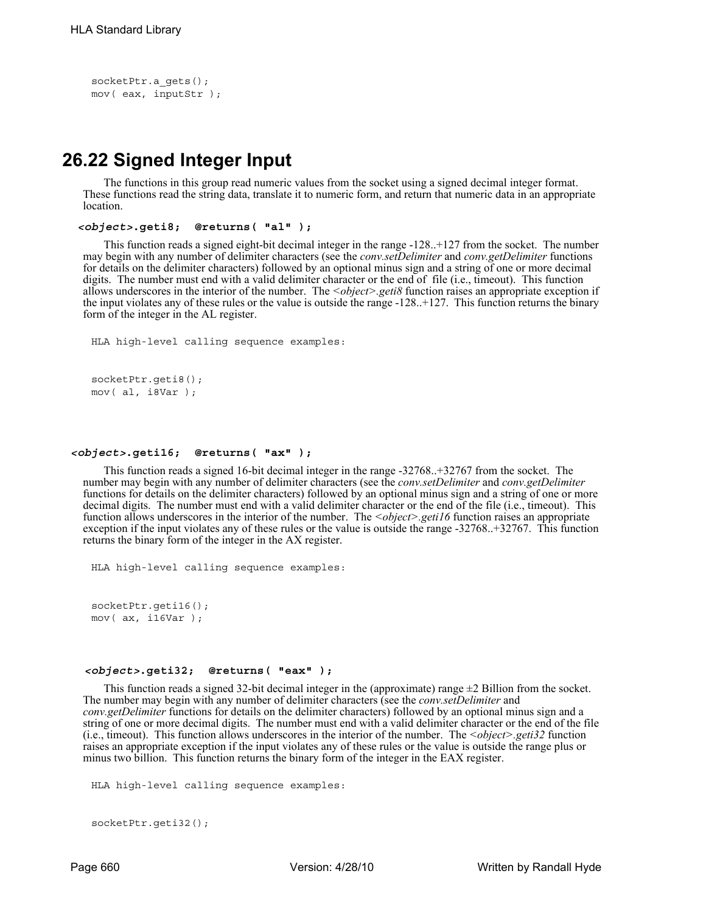```
socketPtr.a_gets();
mov( eax, inputStr );
```

## 26.22 Signed Integer Input

The functions in this group read numeric values from the socket using a signed decimal integer format. These functions read the string data, translate it to numeric form, and return that numeric data in an appropriate location.

***<object>*.geti8; @returns( "al" );**

This function reads a signed eight-bit decimal integer in the range -128..+127 from the socket. The number may begin with any number of delimiter characters (see the *conv.setDelimiter* and *conv.getDelimiter* functions for details on the delimiter characters) followed by an optional minus sign and a string of one or more decimal digits. The number must end with a valid delimiter character or the end of file (i.e., timeout). This function allows underscores in the interior of the number. The *<object>.geti8* function raises an appropriate exception if the input violates any of these rules or the value is outside the range -128..+127. This function returns the binary form of the integer in the AL register.

```
HLA high-level calling sequence examples:

socketPtr.geti8();
mov( al, i8Var );
```

***<object>*.geti16; @returns( "ax" );**

This function reads a signed 16-bit decimal integer in the range -32768..+32767 from the socket. The number may begin with any number of delimiter characters (see the *conv.setDelimiter* and *conv.getDelimiter* functions for details on the delimiter characters) followed by an optional minus sign and a string of one or more decimal digits. The number must end with a valid delimiter character or the end of the file (i.e., timeout). This function allows underscores in the interior of the number. The *<object>.geti16* function raises an appropriate exception if the input violates any of these rules or the value is outside the range -32768..+32767. This function returns the binary form of the integer in the AX register.

```
HLA high-level calling sequence examples:

socketPtr.geti16();
mov( ax, i16Var );
```

***<object>*.geti32; @returns( "eax" );**

This function reads a signed 32-bit decimal integer in the (approximate) range ±2 Billion from the socket. The number may begin with any number of delimiter characters (see the *conv.setDelimiter* and *conv.getDelimiter* functions for details on the delimiter characters) followed by an optional minus sign and a string of one or more decimal digits. The number must end with a valid delimiter character or the end of the file (i.e., timeout). This function allows underscores in the interior of the number. The *<object>.geti32* function raises an appropriate exception if the input violates any of these rules or the value is outside the range plus or minus two billion. This function returns the binary form of the integer in the EAX register.

```
HLA high-level calling sequence examples:

socketPtr.geti32();
```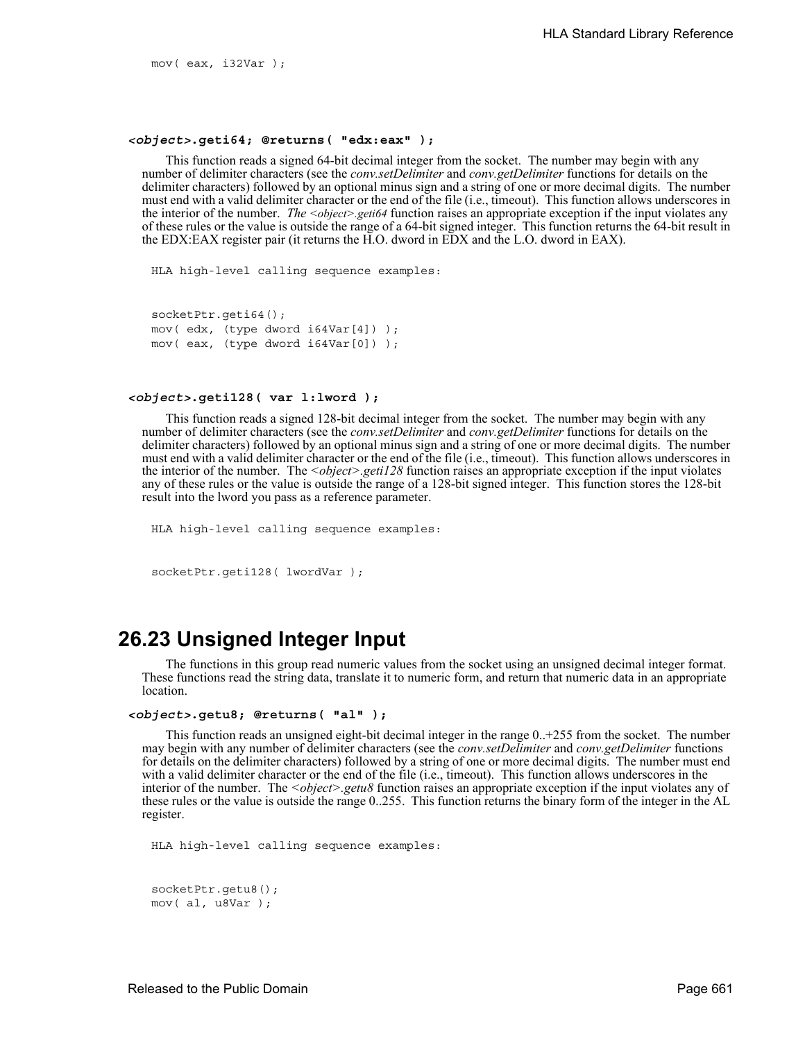```
mov( eax, i32Var );
```

#### *<object>*.geti64; @returns( "edx:eax" );

This function reads a signed 64-bit decimal integer from the socket. The number may begin with any number of delimiter characters (see the *conv.setDelimiter* and *conv.getDelimiter* functions for details on the delimiter characters) followed by an optional minus sign and a string of one or more decimal digits. The number must end with a valid delimiter character or the end of the file (i.e., timeout). This function allows underscores in the interior of the number. *The <object>.geti64* function raises an appropriate exception if the input violates any of these rules or the value is outside the range of a 64-bit signed integer. This function returns the 64-bit result in the EDX:EAX register pair (it returns the H.O. dword in EDX and the L.O. dword in EAX).

```
HLA high-level calling sequence examples:


socketPtr.geti64();
mov( edx, (type dword i64Var[4]) );
mov( eax, (type dword i64Var[0]) );
```

#### *<object>*.geti128( var l:lword );

This function reads a signed 128-bit decimal integer from the socket. The number may begin with any number of delimiter characters (see the *conv.setDelimiter* and *conv.getDelimiter* functions for details on the delimiter characters) followed by an optional minus sign and a string of one or more decimal digits. The number must end with a valid delimiter character or the end of the file (i.e., timeout). This function allows underscores in the interior of the number. The *<object>.geti128* function raises an appropriate exception if the input violates any of these rules or the value is outside the range of a 128-bit signed integer. This function stores the 128-bit result into the lword you pass as a reference parameter.

```
HLA high-level calling sequence examples:


socketPtr.geti128( lwordVar );
```

## 26.23 Unsigned Integer Input

The functions in this group read numeric values from the socket using an unsigned decimal integer format. These functions read the string data, translate it to numeric form, and return that numeric data in an appropriate location.

#### *<object>*.getu8; @returns( "al" );

This function reads an unsigned eight-bit decimal integer in the range 0..+255 from the socket. The number may begin with any number of delimiter characters (see the *conv.setDelimiter* and *conv.getDelimiter* functions for details on the delimiter characters) followed by a string of one or more decimal digits. The number must end with a valid delimiter character or the end of the file (i.e., timeout). This function allows underscores in the interior of the number. The *<object>.getu8* function raises an appropriate exception if the input violates any of these rules or the value is outside the range 0..255. This function returns the binary form of the integer in the AL register.

```
HLA high-level calling sequence examples:


socketPtr.getu8();
mov( al, u8Var );
```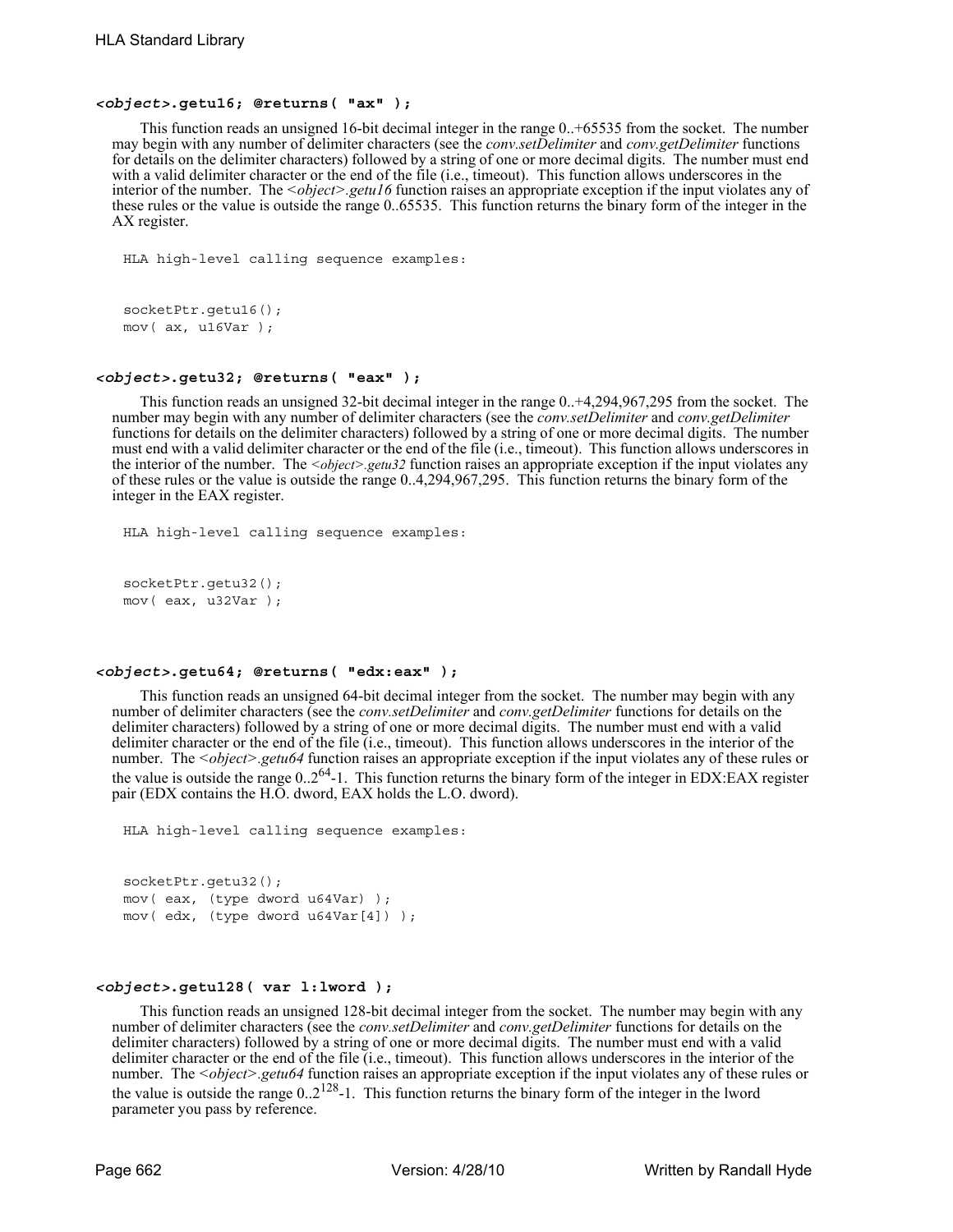#### *<object>*.getu16; @returns( "ax" );

This function reads an unsigned 16-bit decimal integer in the range 0..+65535 from the socket. The number may begin with any number of delimiter characters (see the *conv.setDelimiter* and *conv.getDelimiter* functions for details on the delimiter characters) followed by a string of one or more decimal digits. The number must end with a valid delimiter character or the end of the file (i.e., timeout). This function allows underscores in the interior of the number. The *<object>.getu16* function raises an appropriate exception if the input violates any of these rules or the value is outside the range 0..65535. This function returns the binary form of the integer in the AX register.

```
HLA high-level calling sequence examples:


socketPtr.getu16();
mov( ax, u16Var );
```

#### *<object>*.getu32; @returns( "eax" );

This function reads an unsigned 32-bit decimal integer in the range 0..+4,294,967,295 from the socket. The number may begin with any number of delimiter characters (see the *conv.setDelimiter* and *conv.getDelimiter* functions for details on the delimiter characters) followed by a string of one or more decimal digits. The number must end with a valid delimiter character or the end of the file (i.e., timeout). This function allows underscores in the interior of the number. The *<object>.getu32* function raises an appropriate exception if the input violates any of these rules or the value is outside the range 0..4,294,967,295. This function returns the binary form of the integer in the EAX register.

```
HLA high-level calling sequence examples:


socketPtr.getu32();
mov( eax, u32Var );
```

#### *<object>*.getu64; @returns( "edx:eax" );

This function reads an unsigned 64-bit decimal integer from the socket. The number may begin with any number of delimiter characters (see the *conv.setDelimiter* and *conv.getDelimiter* functions for details on the delimiter characters) followed by a string of one or more decimal digits. The number must end with a valid delimiter character or the end of the file (i.e., timeout). This function allows underscores in the interior of the number. The *<object>.getu64* function raises an appropriate exception if the input violates any of these rules or the value is outside the range $0..2^{64}-1$. This function returns the binary form of the integer in EDX:EAX register pair (EDX contains the H.O. dword, EAX holds the L.O. dword).

```
HLA high-level calling sequence examples:


socketPtr.getu32();
mov( eax, (type dword u64Var) );
mov( edx, (type dword u64Var[4]) );
```

#### *<object>*.getu128( var l:lword );

This function reads an unsigned 128-bit decimal integer from the socket. The number may begin with any number of delimiter characters (see the *conv.setDelimiter* and *conv.getDelimiter* functions for details on the delimiter characters) followed by a string of one or more decimal digits. The number must end with a valid delimiter character or the end of the file (i.e., timeout). This function allows underscores in the interior of the number. The *<object>.getu64* function raises an appropriate exception if the input violates any of these rules or the value is outside the range $0..2^{128}-1$. This function returns the binary form of the integer in the lword parameter you pass by reference.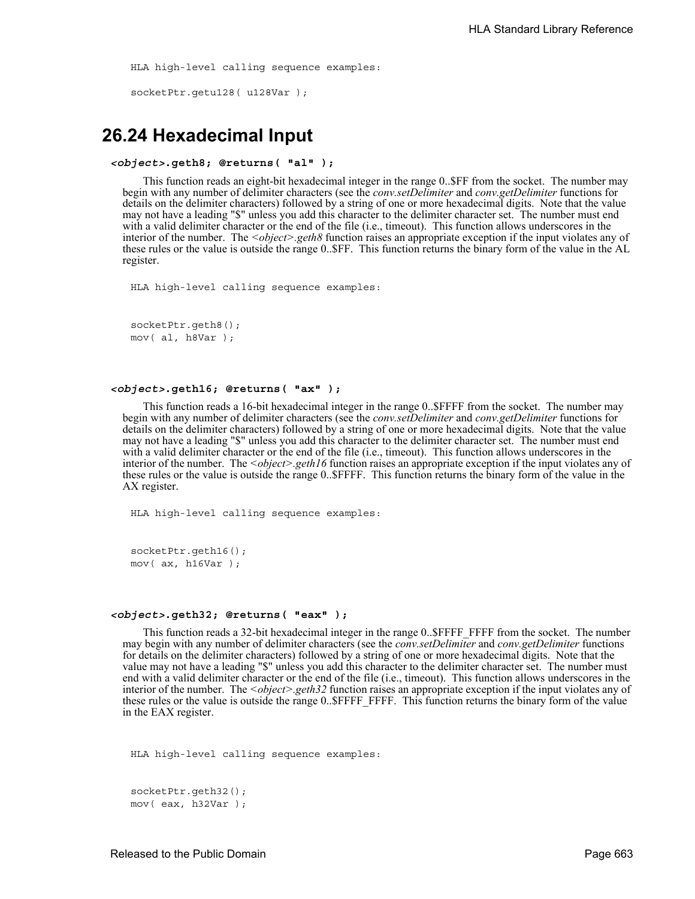HLA high-level calling sequence examples:

```
socketPtr.getu128( u128Var );
```

## 26.24 Hexadecimal Input

***<object>*.geth8; @returns( "al" );**

This function reads an eight-bit hexadecimal integer in the range 0..$FF from the socket. The number may begin with any number of delimiter characters (see the *conv.setDelimiter* and *conv.getDelimiter* functions for details on the delimiter characters) followed by a string of one or more hexadecimal digits. Note that the value may not have a leading "$" unless you add this character to the delimiter character set. The number must end with a valid delimiter character or the end of the file (i.e., timeout). This function allows underscores in the interior of the number. The *<object>.geth8* function raises an appropriate exception if the input violates any of these rules or the value is outside the range 0..$FF. This function returns the binary form of the value in the AL register.

HLA high-level calling sequence examples:

```
socketPtr.geth8();
mov( al, h8Var );
```

***<object>*.geth16; @returns( "ax" );**

This function reads a 16-bit hexadecimal integer in the range 0..$FFFF from the socket. The number may begin with any number of delimiter characters (see the *conv.setDelimiter* and *conv.getDelimiter* functions for details on the delimiter characters) followed by a string of one or more hexadecimal digits. Note that the value may not have a leading "$" unless you add this character to the delimiter character set. The number must end with a valid delimiter character or the end of the file (i.e., timeout). This function allows underscores in the interior of the number. The *<object>.geth16* function raises an appropriate exception if the input violates any of these rules or the value is outside the range 0..$FFFF. This function returns the binary form of the value in the AX register.

HLA high-level calling sequence examples:

```
socketPtr.geth16();
mov( ax, h16Var );
```

***<object>*.geth32; @returns( "eax" );**

This function reads a 32-bit hexadecimal integer in the range 0..$FFFF_FFFF from the socket. The number may begin with any number of delimiter characters (see the *conv.setDelimiter* and *conv.getDelimiter* functions for details on the delimiter characters) followed by a string of one or more hexadecimal digits. Note that the value may not have a leading "$" unless you add this character to the delimiter character set. The number must end with a valid delimiter character or the end of the file (i.e., timeout). This function allows underscores in the interior of the number. The *<object>.geth32* function raises an appropriate exception if the input violates any of these rules or the value is outside the range 0..$FFFF_FFFF. This function returns the binary form of the value in the EAX register.

HLA high-level calling sequence examples:

```
socketPtr.geth32();
mov( eax, h32Var );
```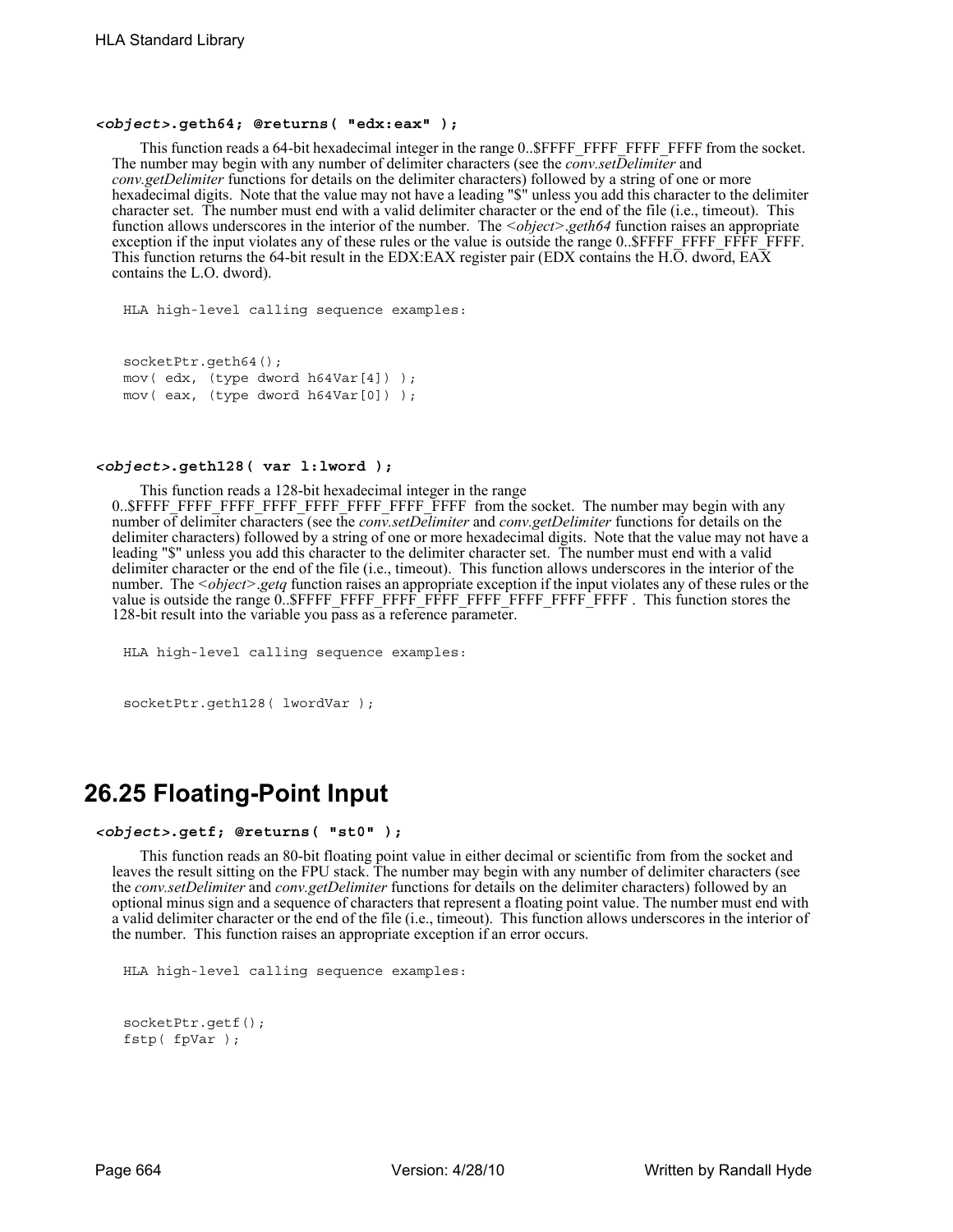**<*object*>.geth64; @returns( "edx:eax" );**

This function reads a 64-bit hexadecimal integer in the range 0..$FFFF_FFFF_FFFF_FFFF from the socket. The number may begin with any number of delimiter characters (see the *conv.setDelimiter* and *conv.getDelimiter* functions for details on the delimiter characters) followed by a string of one or more hexadecimal digits. Note that the value may not have a leading "$" unless you add this character to the delimiter character set. The number must end with a valid delimiter character or the end of the file (i.e., timeout). This function allows underscores in the interior of the number. The *<object>.geth64* function raises an appropriate exception if the input violates any of these rules or the value is outside the range 0..$FFFF_FFFF_FFFF_FFFF. This function returns the 64-bit result in the EDX:EAX register pair (EDX contains the H.O. dword, EAX contains the L.O. dword).

```
HLA high-level calling sequence examples:


socketPtr.geth64();
mov( edx, (type dword h64Var[4]) );
mov( eax, (type dword h64Var[0]) );
```

**<*object*>.geth128( var l:lword );**

This function reads a 128-bit hexadecimal integer in the range 0..$FFFF_FFFF_FFFF_FFFF_FFFF_FFFF_FFFF_FFFF from the socket. The number may begin with any number of delimiter characters (see the *conv.setDelimiter* and *conv.getDelimiter* functions for details on the delimiter characters) followed by a string of one or more hexadecimal digits. Note that the value may not have a leading "$" unless you add this character to the delimiter character set. The number must end with a valid delimiter character or the end of the file (i.e., timeout). This function allows underscores in the interior of the number. The *<object>.getq* function raises an appropriate exception if the input violates any of these rules or the value is outside the range 0..$FFFF_FFFF_FFFF_FFFF_FFFF_FFFF_FFFF_FFFF . This function stores the 128-bit result into the variable you pass as a reference parameter.

```
HLA high-level calling sequence examples:


socketPtr.geth128( lwordVar );
```

## 26.25 Floating-Point Input

**<*object*>.getf; @returns( "st0" );**

This function reads an 80-bit floating point value in either decimal or scientific from from the socket and leaves the result sitting on the FPU stack. The number may begin with any number of delimiter characters (see the *conv.setDelimiter* and *conv.getDelimiter* functions for details on the delimiter characters) followed by an optional minus sign and a sequence of characters that represent a floating point value. The number must end with a valid delimiter character or the end of the file (i.e., timeout). This function allows underscores in the interior of the number. This function raises an appropriate exception if an error occurs.

```
HLA high-level calling sequence examples:


socketPtr.getf();
fstp( fpVar );
```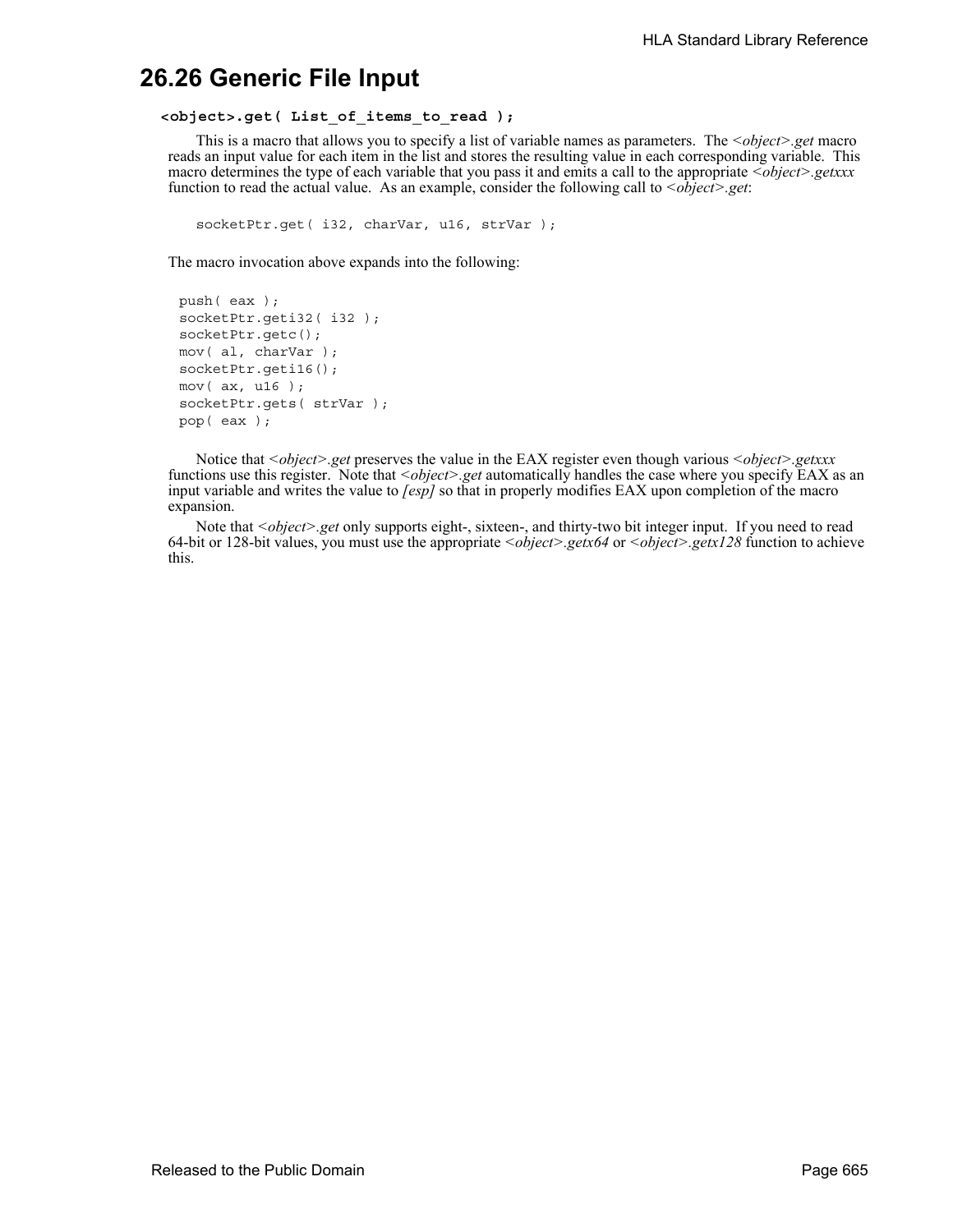## 26.26 Generic File Input

**<object>.get( List_of_items_to_read );**

This is a macro that allows you to specify a list of variable names as parameters. The *<object>.get* macro reads an input value for each item in the list and stores the resulting value in each corresponding variable. This macro determines the type of each variable that you pass it and emits a call to the appropriate *<object>.getxxx* function to read the actual value. As an example, consider the following call to *<object>.get*:

```
socketPtr.get( i32, charVar, u16, strVar );
```

The macro invocation above expands into the following:

```
push( eax );
socketPtr.geti32( i32 );
socketPtr.getc();
mov( al, charVar );
socketPtr.geti16();
mov( ax, u16 );
socketPtr.gets( strVar );
pop( eax );
```

Notice that *<object>.get* preserves the value in the EAX register even though various *<object>.getxxx* functions use this register. Note that *<object>.get* automatically handles the case where you specify EAX as an input variable and writes the value to *[esp]* so that in properly modifies EAX upon completion of the macro expansion.

Note that *<object>.get* only supports eight-, sixteen-, and thirty-two bit integer input. If you need to read 64-bit or 128-bit values, you must use the appropriate *<object>.getx64* or *<object>.getx128* function to achieve this.